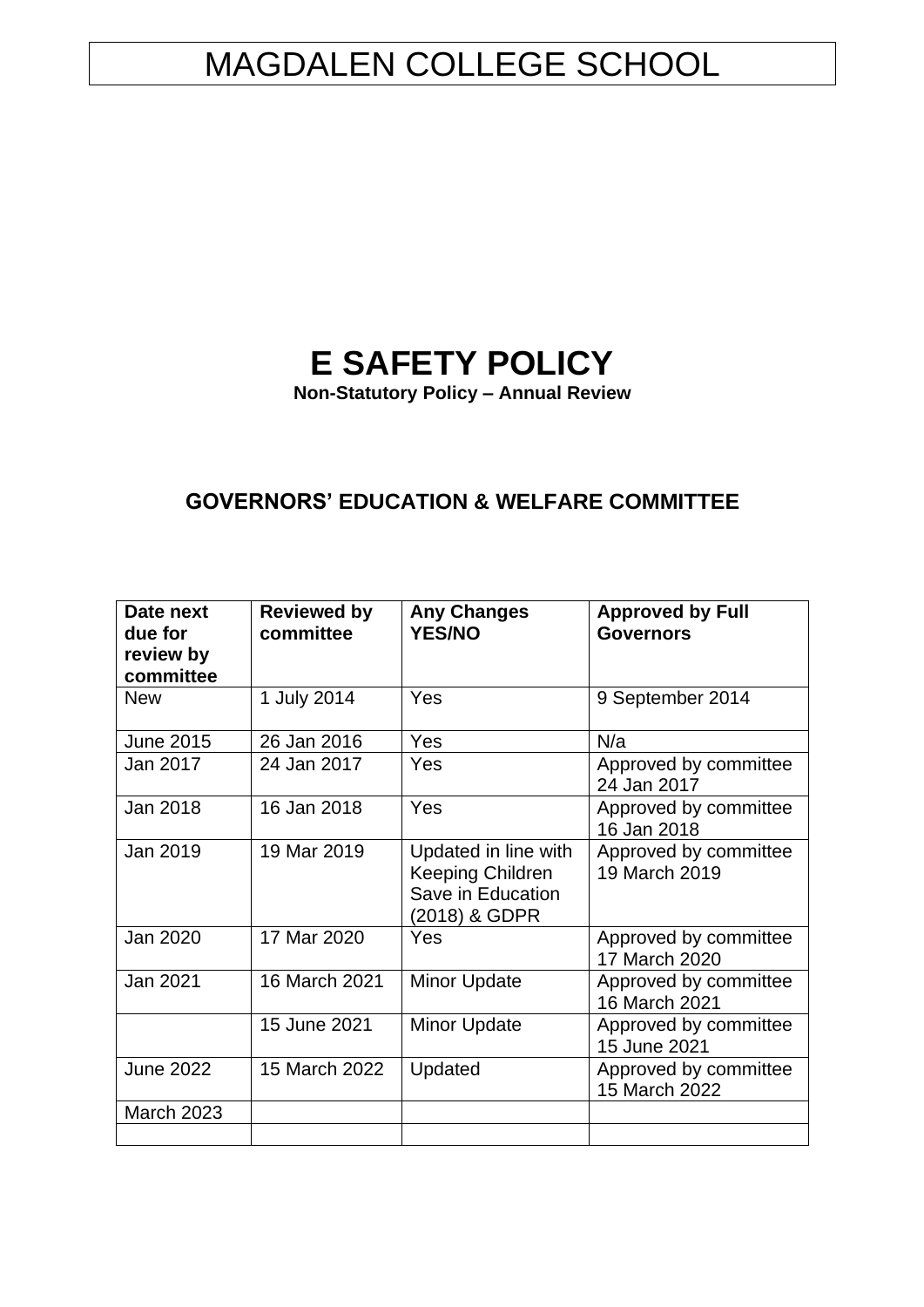# MAGDALEN COLLEGE SCHOOL

# E SAFETY POLICY

**Non-Statutory Policy – Annual Review**

## GOVERNORS' EDUCATION & WELFARE COMMITTEE

| Date next due for review by committee | Reviewed by committee | Any Changes YES/NO | Approved by Full Governors |
|---|---|---|---|
| New | 1 July 2014 | Yes | 9 September 2014 |
| June 2015 | 26 Jan 2016 | Yes | N/a |
| Jan 2017 | 24 Jan 2017 | Yes | Approved by committee 24 Jan 2017 |
| Jan 2018 | 16 Jan 2018 | Yes | Approved by committee 16 Jan 2018 |
| Jan 2019 | 19 Mar 2019 | Updated in line with Keeping Children Save in Education (2018) & GDPR | Approved by committee 19 March 2019 |
| Jan 2020 | 17 Mar 2020 | Yes | Approved by committee 17 March 2020 |
| Jan 2021 | 16 March 2021 | Minor Update | Approved by committee 16 March 2021 |
| | 15 June 2021 | Minor Update | Approved by committee 15 June 2021 |
| June 2022 | 15 March 2022 | Updated | Approved by committee 15 March 2022 |
| March 2023 | | | |
| | | | |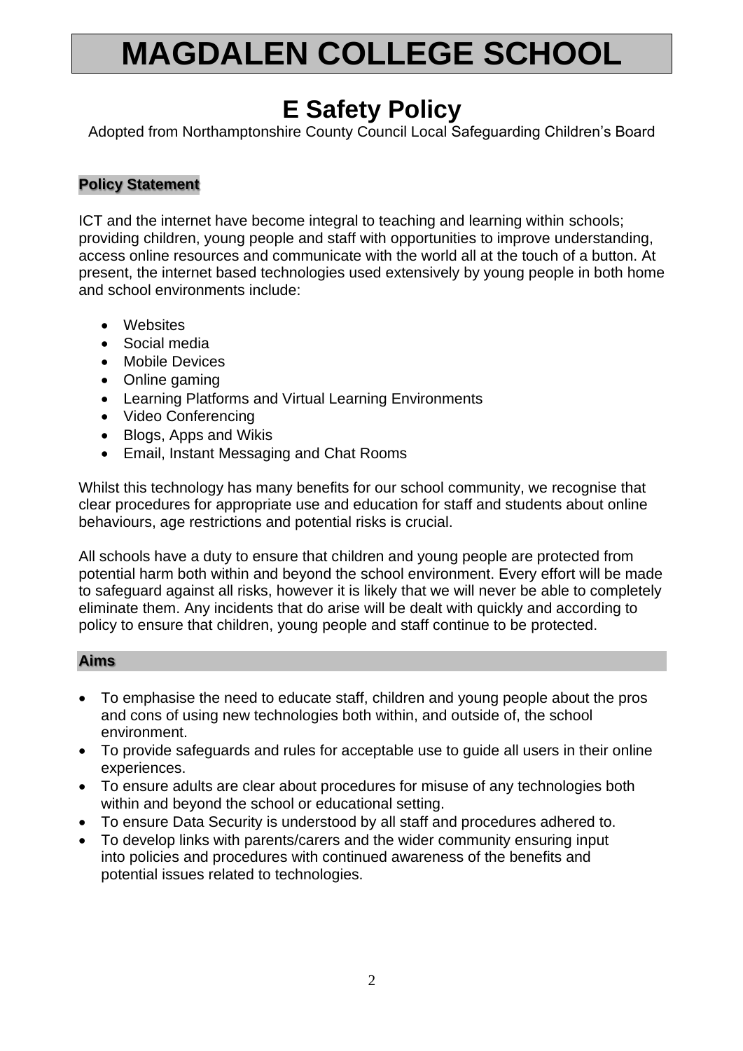# MAGDALEN COLLEGE SCHOOL

## E Safety Policy

Adopted from Northamptonshire County Council Local Safeguarding Children's Board

### Policy Statement

ICT and the internet have become integral to teaching and learning within schools; providing children, young people and staff with opportunities to improve understanding, access online resources and communicate with the world all at the touch of a button. At present, the internet based technologies used extensively by young people in both home and school environments include:

- Websites
- Social media
- Mobile Devices
- Online gaming
- Learning Platforms and Virtual Learning Environments
- Video Conferencing
- Blogs, Apps and Wikis
- Email, Instant Messaging and Chat Rooms

Whilst this technology has many benefits for our school community, we recognise that clear procedures for appropriate use and education for staff and students about online behaviours, age restrictions and potential risks is crucial.

All schools have a duty to ensure that children and young people are protected from potential harm both within and beyond the school environment. Every effort will be made to safeguard against all risks, however it is likely that we will never be able to completely eliminate them. Any incidents that do arise will be dealt with quickly and according to policy to ensure that children, young people and staff continue to be protected.

### Aims

- To emphasise the need to educate staff, children and young people about the pros and cons of using new technologies both within, and outside of, the school environment.
- To provide safeguards and rules for acceptable use to guide all users in their online experiences.
- To ensure adults are clear about procedures for misuse of any technologies both within and beyond the school or educational setting.
- To ensure Data Security is understood by all staff and procedures adhered to.
- To develop links with parents/carers and the wider community ensuring input into policies and procedures with continued awareness of the benefits and potential issues related to technologies.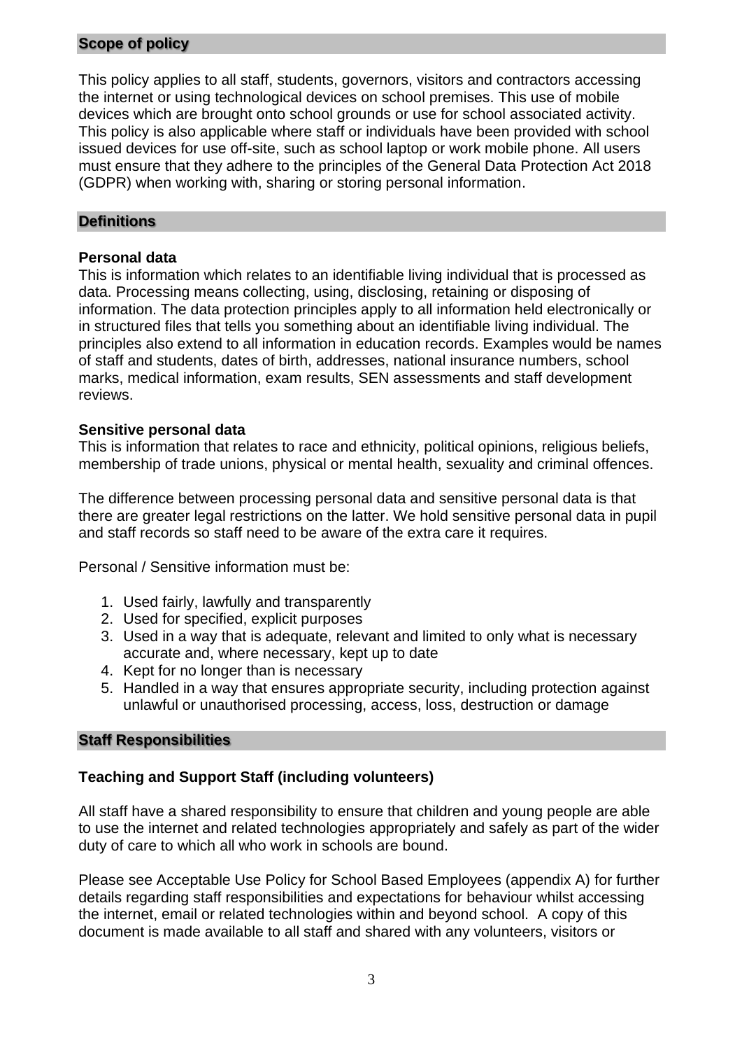## Scope of policy

This policy applies to all staff, students, governors, visitors and contractors accessing the internet or using technological devices on school premises. This use of mobile devices which are brought onto school grounds or use for school associated activity. This policy is also applicable where staff or individuals have been provided with school issued devices for use off-site, such as school laptop or work mobile phone. All users must ensure that they adhere to the principles of the General Data Protection Act 2018 (GDPR) when working with, sharing or storing personal information.

## Definitions

**Personal data**

This is information which relates to an identifiable living individual that is processed as data. Processing means collecting, using, disclosing, retaining or disposing of information. The data protection principles apply to all information held electronically or in structured files that tells you something about an identifiable living individual. The principles also extend to all information in education records. Examples would be names of staff and students, dates of birth, addresses, national insurance numbers, school marks, medical information, exam results, SEN assessments and staff development reviews.

**Sensitive personal data**

This is information that relates to race and ethnicity, political opinions, religious beliefs, membership of trade unions, physical or mental health, sexuality and criminal offences.

The difference between processing personal data and sensitive personal data is that there are greater legal restrictions on the latter. We hold sensitive personal data in pupil and staff records so staff need to be aware of the extra care it requires.

Personal / Sensitive information must be:

1. Used fairly, lawfully and transparently
2. Used for specified, explicit purposes
3. Used in a way that is adequate, relevant and limited to only what is necessary accurate and, where necessary, kept up to date
4. Kept for no longer than is necessary
5. Handled in a way that ensures appropriate security, including protection against unlawful or unauthorised processing, access, loss, destruction or damage

## Staff Responsibilities

### Teaching and Support Staff (including volunteers)

All staff have a shared responsibility to ensure that children and young people are able to use the internet and related technologies appropriately and safely as part of the wider duty of care to which all who work in schools are bound.

Please see Acceptable Use Policy for School Based Employees (appendix A) for further details regarding staff responsibilities and expectations for behaviour whilst accessing the internet, email or related technologies within and beyond school. A copy of this document is made available to all staff and shared with any volunteers, visitors or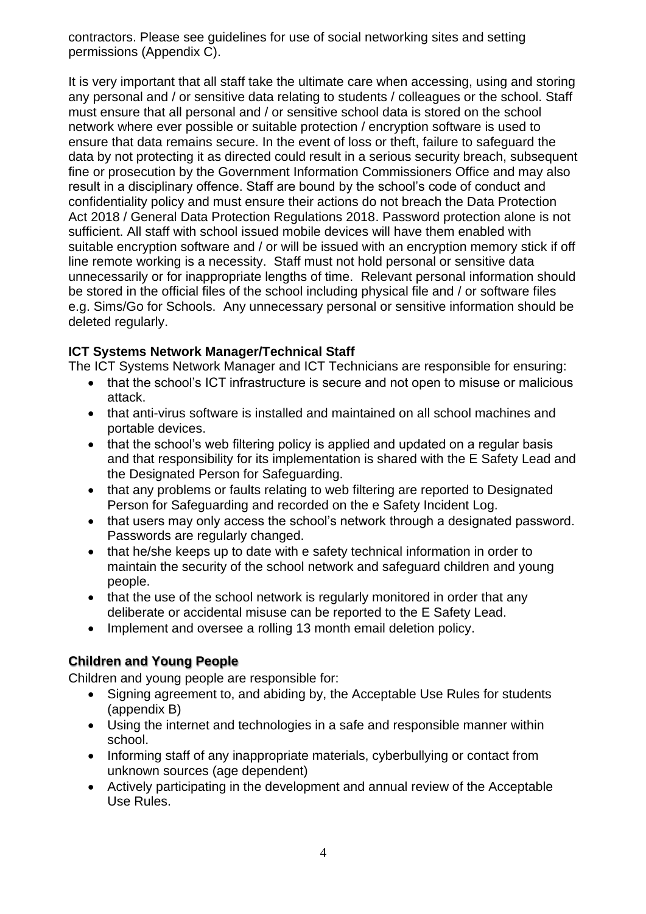contractors. Please see guidelines for use of social networking sites and setting permissions (Appendix C).

It is very important that all staff take the ultimate care when accessing, using and storing any personal and / or sensitive data relating to students / colleagues or the school. Staff must ensure that all personal and / or sensitive school data is stored on the school network where ever possible or suitable protection / encryption software is used to ensure that data remains secure. In the event of loss or theft, failure to safeguard the data by not protecting it as directed could result in a serious security breach, subsequent fine or prosecution by the Government Information Commissioners Office and may also result in a disciplinary offence. Staff are bound by the school's code of conduct and confidentiality policy and must ensure their actions do not breach the Data Protection Act 2018 / General Data Protection Regulations 2018. Password protection alone is not sufficient. All staff with school issued mobile devices will have them enabled with suitable encryption software and / or will be issued with an encryption memory stick if off line remote working is a necessity. Staff must not hold personal or sensitive data unnecessarily or for inappropriate lengths of time. Relevant personal information should be stored in the official files of the school including physical file and / or software files e.g. Sims/Go for Schools. Any unnecessary personal or sensitive information should be deleted regularly.

**ICT Systems Network Manager/Technical Staff**

The ICT Systems Network Manager and ICT Technicians are responsible for ensuring:

- that the school's ICT infrastructure is secure and not open to misuse or malicious attack.
- that anti-virus software is installed and maintained on all school machines and portable devices.
- that the school's web filtering policy is applied and updated on a regular basis and that responsibility for its implementation is shared with the E Safety Lead and the Designated Person for Safeguarding.
- that any problems or faults relating to web filtering are reported to Designated Person for Safeguarding and recorded on the e Safety Incident Log.
- that users may only access the school's network through a designated password. Passwords are regularly changed.
- that he/she keeps up to date with e safety technical information in order to maintain the security of the school network and safeguard children and young people.
- that the use of the school network is regularly monitored in order that any deliberate or accidental misuse can be reported to the E Safety Lead.
- Implement and oversee a rolling 13 month email deletion policy.

**Children and Young People**

Children and young people are responsible for:

- Signing agreement to, and abiding by, the Acceptable Use Rules for students (appendix B)
- Using the internet and technologies in a safe and responsible manner within school.
- Informing staff of any inappropriate materials, cyberbullying or contact from unknown sources (age dependent)
- Actively participating in the development and annual review of the Acceptable Use Rules.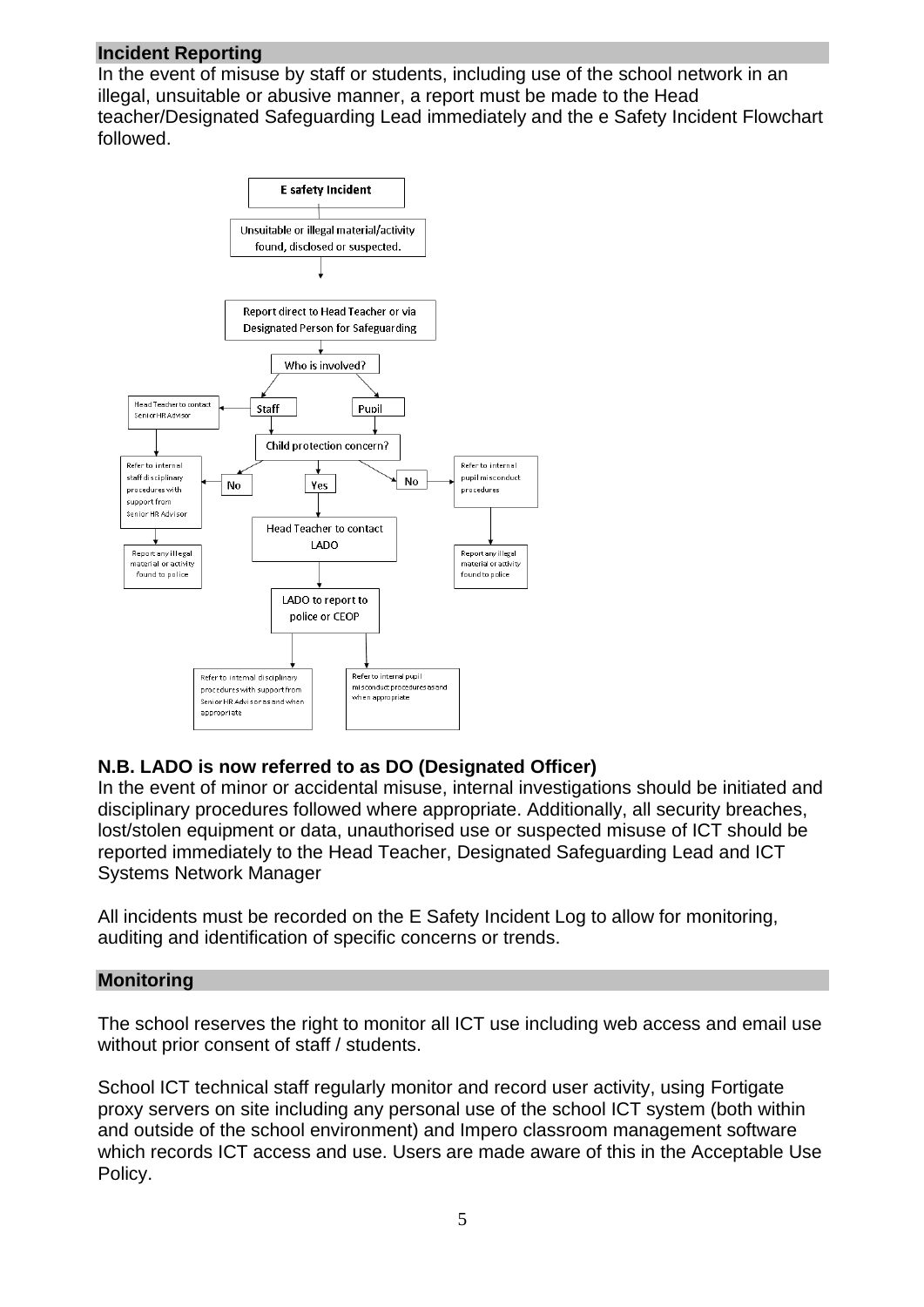## Incident Reporting

In the event of misuse by staff or students, including use of the school network in an illegal, unsuitable or abusive manner, a report must be made to the Head teacher/Designated Safeguarding Lead immediately and the e Safety Incident Flowchart followed.

**E safety Incident**

- Unsuitable or illegal material/activity found, disclosed or suspected.
- Report direct to Head Teacher or via Designated Person for Safeguarding
- Who is involved?
  - **Staff**
    - Head Teacher to contact Senior HR Advisor
    - Child protection concern?
      - **No**: Refer to internal staff disciplinary procedures with support from Senior HR Advisor
        - Report any illegal material or activity found to police
      - **Yes**: Head Teacher to contact LADO
        - LADO to report to police or CEOP
          - Refer to internal disciplinary procedures with support from Senior HR Advisor as and when appropriate
  - **Pupil**
    - Child protection concern?
      - **No**: Refer to internal pupil misconduct procedures
        - Report any illegal material or activity found to police
      - **Yes**: Head Teacher to contact LADO
        - LADO to report to police or CEOP
          - Refer to internal pupil misconduct procedures as and when appropriate

**N.B. LADO is now referred to as DO (Designated Officer)**

In the event of minor or accidental misuse, internal investigations should be initiated and disciplinary procedures followed where appropriate. Additionally, all security breaches, lost/stolen equipment or data, unauthorised use or suspected misuse of ICT should be reported immediately to the Head Teacher, Designated Safeguarding Lead and ICT Systems Network Manager

All incidents must be recorded on the E Safety Incident Log to allow for monitoring, auditing and identification of specific concerns or trends.

## Monitoring

The school reserves the right to monitor all ICT use including web access and email use without prior consent of staff / students.

School ICT technical staff regularly monitor and record user activity, using Fortigate proxy servers on site including any personal use of the school ICT system (both within and outside of the school environment) and Impero classroom management software which records ICT access and use. Users are made aware of this in the Acceptable Use Policy.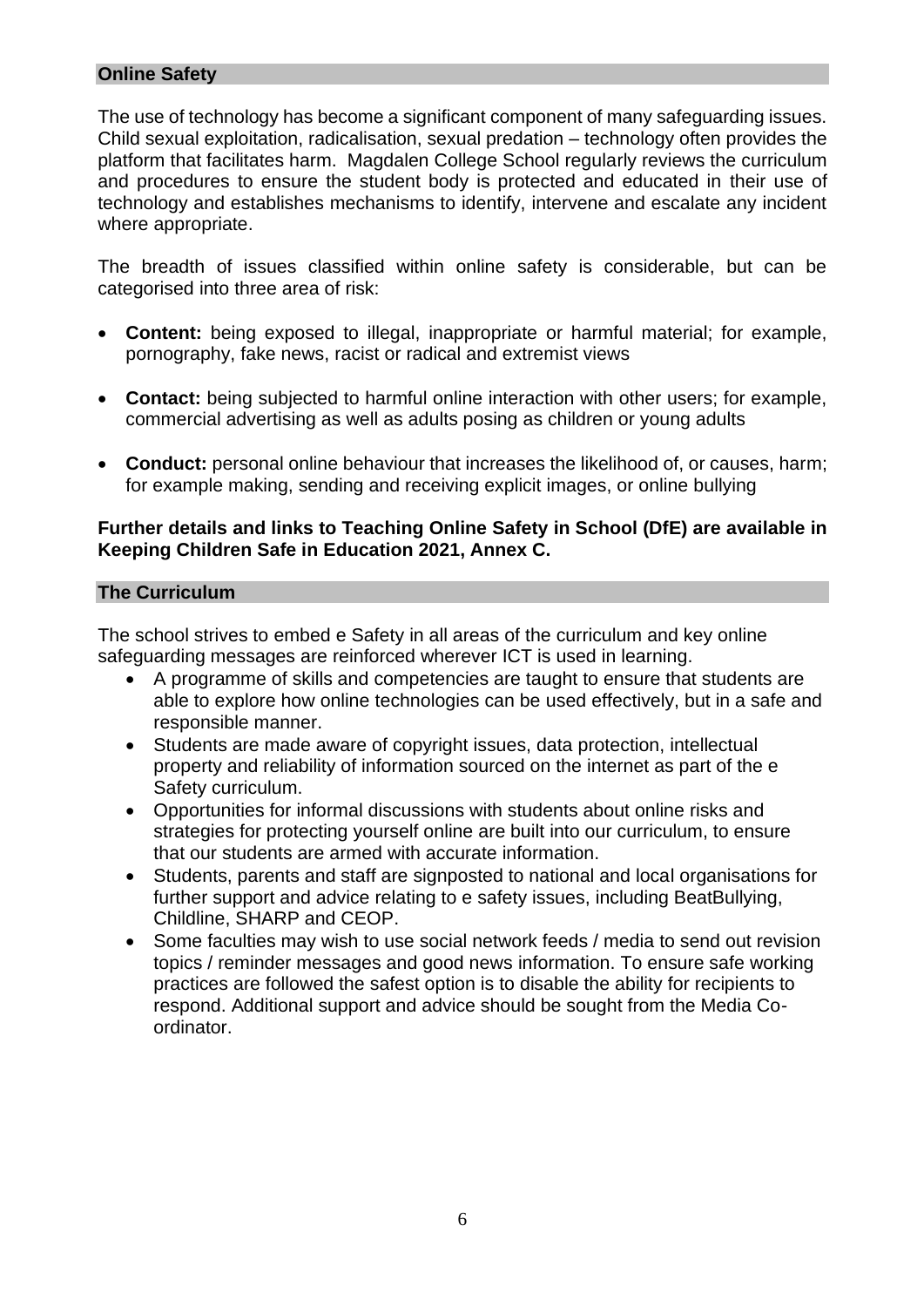## Online Safety

The use of technology has become a significant component of many safeguarding issues. Child sexual exploitation, radicalisation, sexual predation – technology often provides the platform that facilitates harm. Magdalen College School regularly reviews the curriculum and procedures to ensure the student body is protected and educated in their use of technology and establishes mechanisms to identify, intervene and escalate any incident where appropriate.

The breadth of issues classified within online safety is considerable, but can be categorised into three area of risk:

- **Content:** being exposed to illegal, inappropriate or harmful material; for example, pornography, fake news, racist or radical and extremist views
- **Contact:** being subjected to harmful online interaction with other users; for example, commercial advertising as well as adults posing as children or young adults
- **Conduct:** personal online behaviour that increases the likelihood of, or causes, harm; for example making, sending and receiving explicit images, or online bullying

**Further details and links to Teaching Online Safety in School (DfE) are available in Keeping Children Safe in Education 2021, Annex C.**

## The Curriculum

The school strives to embed e Safety in all areas of the curriculum and key online safeguarding messages are reinforced wherever ICT is used in learning.

- A programme of skills and competencies are taught to ensure that students are able to explore how online technologies can be used effectively, but in a safe and responsible manner.
- Students are made aware of copyright issues, data protection, intellectual property and reliability of information sourced on the internet as part of the e Safety curriculum.
- Opportunities for informal discussions with students about online risks and strategies for protecting yourself online are built into our curriculum, to ensure that our students are armed with accurate information.
- Students, parents and staff are signposted to national and local organisations for further support and advice relating to e safety issues, including BeatBullying, Childline, SHARP and CEOP.
- Some faculties may wish to use social network feeds / media to send out revision topics / reminder messages and good news information. To ensure safe working practices are followed the safest option is to disable the ability for recipients to respond. Additional support and advice should be sought from the Media Co-ordinator.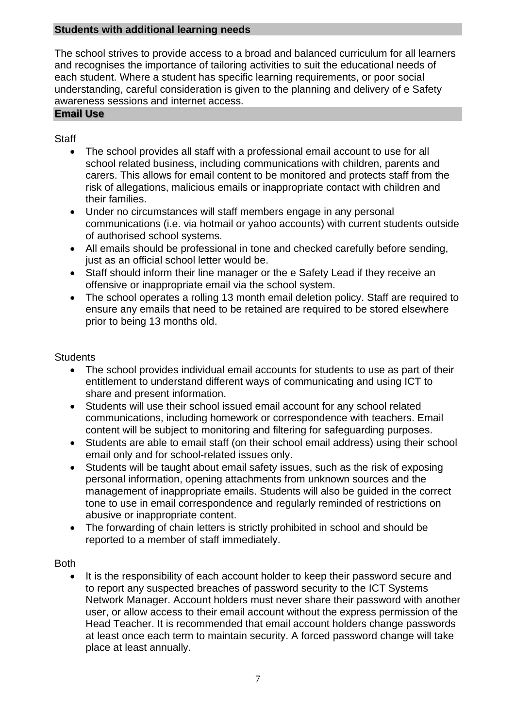## Students with additional learning needs

The school strives to provide access to a broad and balanced curriculum for all learners and recognises the importance of tailoring activities to suit the educational needs of each student. Where a student has specific learning requirements, or poor social understanding, careful consideration is given to the planning and delivery of e Safety awareness sessions and internet access.

## Email Use

Staff

- The school provides all staff with a professional email account to use for all school related business, including communications with children, parents and carers. This allows for email content to be monitored and protects staff from the risk of allegations, malicious emails or inappropriate contact with children and their families.
- Under no circumstances will staff members engage in any personal communications (i.e. via hotmail or yahoo accounts) with current students outside of authorised school systems.
- All emails should be professional in tone and checked carefully before sending, just as an official school letter would be.
- Staff should inform their line manager or the e Safety Lead if they receive an offensive or inappropriate email via the school system.
- The school operates a rolling 13 month email deletion policy. Staff are required to ensure any emails that need to be retained are required to be stored elsewhere prior to being 13 months old.

Students

- The school provides individual email accounts for students to use as part of their entitlement to understand different ways of communicating and using ICT to share and present information.
- Students will use their school issued email account for any school related communications, including homework or correspondence with teachers. Email content will be subject to monitoring and filtering for safeguarding purposes.
- Students are able to email staff (on their school email address) using their school email only and for school-related issues only.
- Students will be taught about email safety issues, such as the risk of exposing personal information, opening attachments from unknown sources and the management of inappropriate emails. Students will also be guided in the correct tone to use in email correspondence and regularly reminded of restrictions on abusive or inappropriate content.
- The forwarding of chain letters is strictly prohibited in school and should be reported to a member of staff immediately.

Both

- It is the responsibility of each account holder to keep their password secure and to report any suspected breaches of password security to the ICT Systems Network Manager. Account holders must never share their password with another user, or allow access to their email account without the express permission of the Head Teacher. It is recommended that email account holders change passwords at least once each term to maintain security. A forced password change will take place at least annually.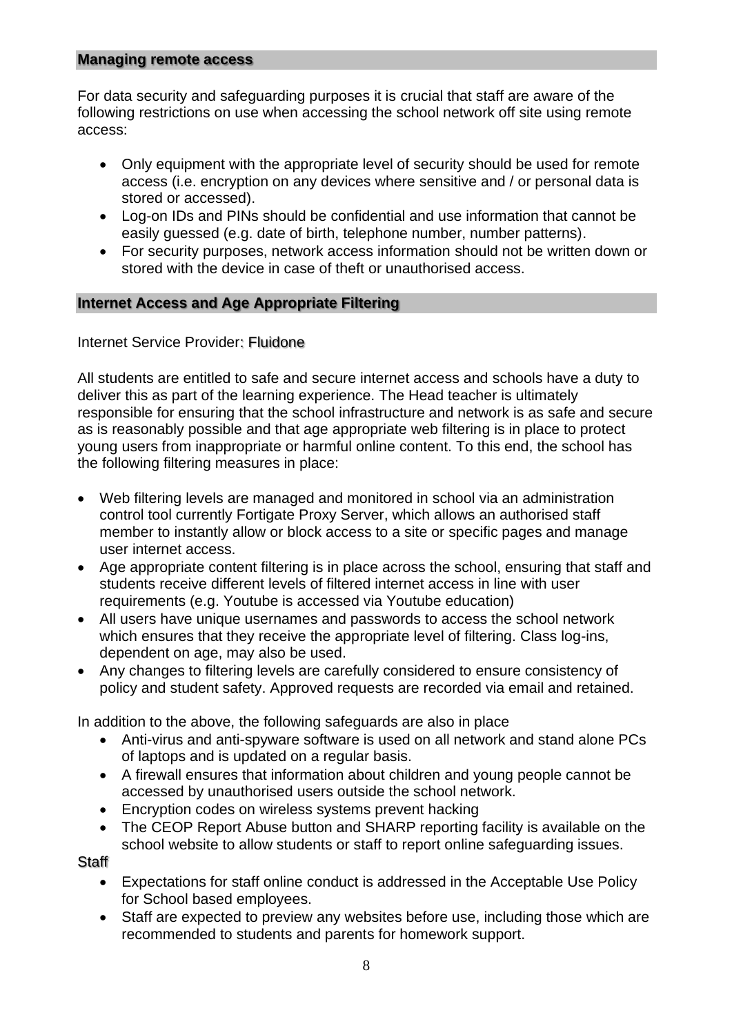## Managing remote access

For data security and safeguarding purposes it is crucial that staff are aware of the following restrictions on use when accessing the school network off site using remote access:

- Only equipment with the appropriate level of security should be used for remote access (i.e. encryption on any devices where sensitive and / or personal data is stored or accessed).
- Log-on IDs and PINs should be confidential and use information that cannot be easily guessed (e.g. date of birth, telephone number, number patterns).
- For security purposes, network access information should not be written down or stored with the device in case of theft or unauthorised access.

## Internet Access and Age Appropriate Filtering

Internet Service Provider: Fluidone

All students are entitled to safe and secure internet access and schools have a duty to deliver this as part of the learning experience. The Head teacher is ultimately responsible for ensuring that the school infrastructure and network is as safe and secure as is reasonably possible and that age appropriate web filtering is in place to protect young users from inappropriate or harmful online content. To this end, the school has the following filtering measures in place:

- Web filtering levels are managed and monitored in school via an administration control tool currently Fortigate Proxy Server, which allows an authorised staff member to instantly allow or block access to a site or specific pages and manage user internet access.
- Age appropriate content filtering is in place across the school, ensuring that staff and students receive different levels of filtered internet access in line with user requirements (e.g. Youtube is accessed via Youtube education)
- All users have unique usernames and passwords to access the school network which ensures that they receive the appropriate level of filtering. Class log-ins, dependent on age, may also be used.
- Any changes to filtering levels are carefully considered to ensure consistency of policy and student safety. Approved requests are recorded via email and retained.

In addition to the above, the following safeguards are also in place

- Anti-virus and anti-spyware software is used on all network and stand alone PCs of laptops and is updated on a regular basis.
- A firewall ensures that information about children and young people cannot be accessed by unauthorised users outside the school network.
- Encryption codes on wireless systems prevent hacking
- The CEOP Report Abuse button and SHARP reporting facility is available on the school website to allow students or staff to report online safeguarding issues.

Staff

- Expectations for staff online conduct is addressed in the Acceptable Use Policy for School based employees.
- Staff are expected to preview any websites before use, including those which are recommended to students and parents for homework support.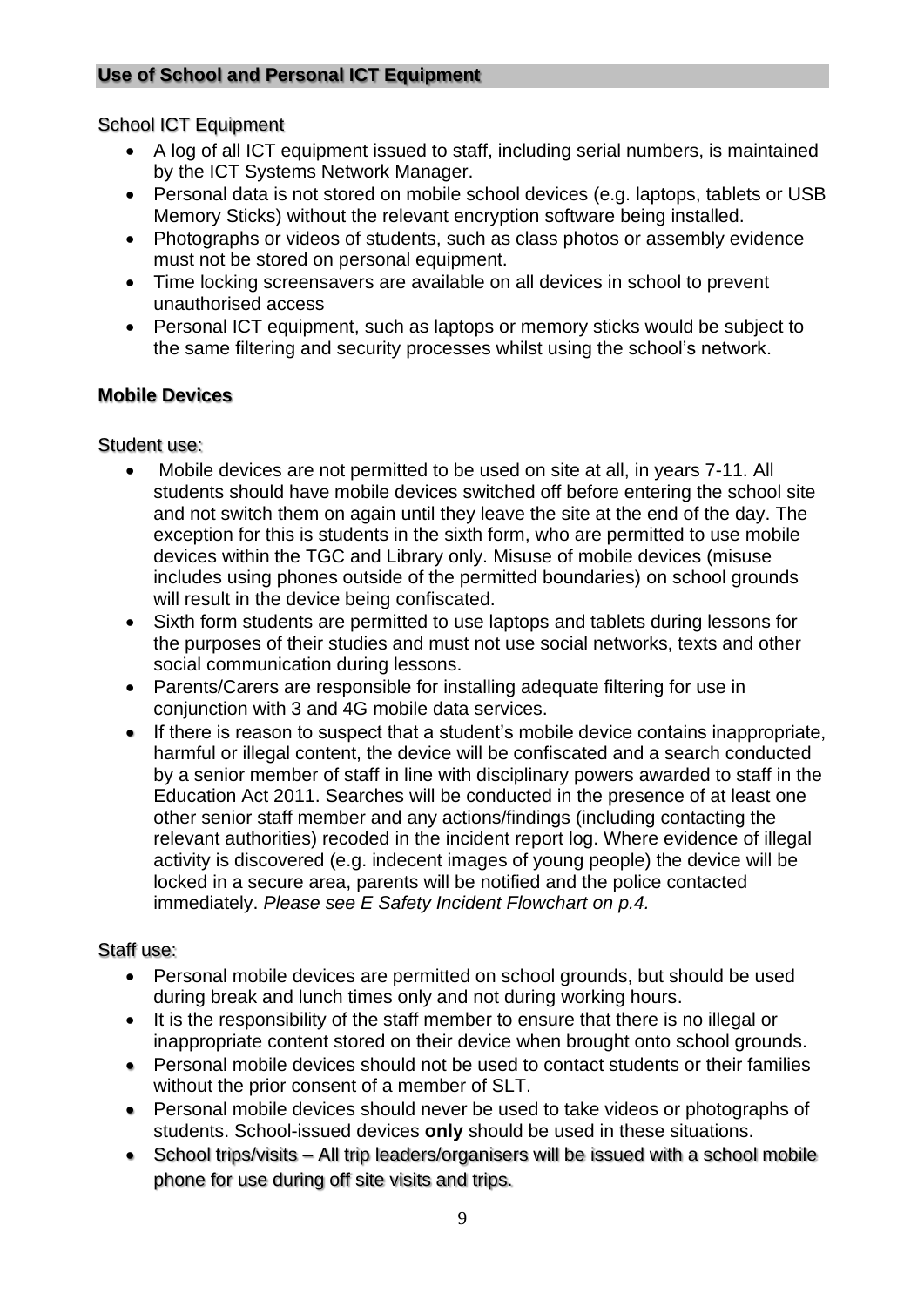## **Use of School and Personal ICT Equipment**

### School ICT Equipment

- A log of all ICT equipment issued to staff, including serial numbers, is maintained by the ICT Systems Network Manager.
- Personal data is not stored on mobile school devices (e.g. laptops, tablets or USB Memory Sticks) without the relevant encryption software being installed.
- Photographs or videos of students, such as class photos or assembly evidence must not be stored on personal equipment.
- Time locking screensavers are available on all devices in school to prevent unauthorised access
- Personal ICT equipment, such as laptops or memory sticks would be subject to the same filtering and security processes whilst using the school's network.

## **Mobile Devices**

### Student use:

- Mobile devices are not permitted to be used on site at all, in years 7-11. All students should have mobile devices switched off before entering the school site and not switch them on again until they leave the site at the end of the day. The exception for this is students in the sixth form, who are permitted to use mobile devices within the TGC and Library only. Misuse of mobile devices (misuse includes using phones outside of the permitted boundaries) on school grounds will result in the device being confiscated.
- Sixth form students are permitted to use laptops and tablets during lessons for the purposes of their studies and must not use social networks, texts and other social communication during lessons.
- Parents/Carers are responsible for installing adequate filtering for use in conjunction with 3 and 4G mobile data services.
- If there is reason to suspect that a student's mobile device contains inappropriate, harmful or illegal content, the device will be confiscated and a search conducted by a senior member of staff in line with disciplinary powers awarded to staff in the Education Act 2011. Searches will be conducted in the presence of at least one other senior staff member and any actions/findings (including contacting the relevant authorities) recoded in the incident report log. Where evidence of illegal activity is discovered (e.g. indecent images of young people) the device will be locked in a secure area, parents will be notified and the police contacted immediately. *Please see E Safety Incident Flowchart on p.4.*

### Staff use:

- Personal mobile devices are permitted on school grounds, but should be used during break and lunch times only and not during working hours.
- It is the responsibility of the staff member to ensure that there is no illegal or inappropriate content stored on their device when brought onto school grounds.
- Personal mobile devices should not be used to contact students or their families without the prior consent of a member of SLT.
- Personal mobile devices should never be used to take videos or photographs of students. School-issued devices **only** should be used in these situations.
- School trips/visits – All trip leaders/organisers will be issued with a school mobile phone for use during off site visits and trips.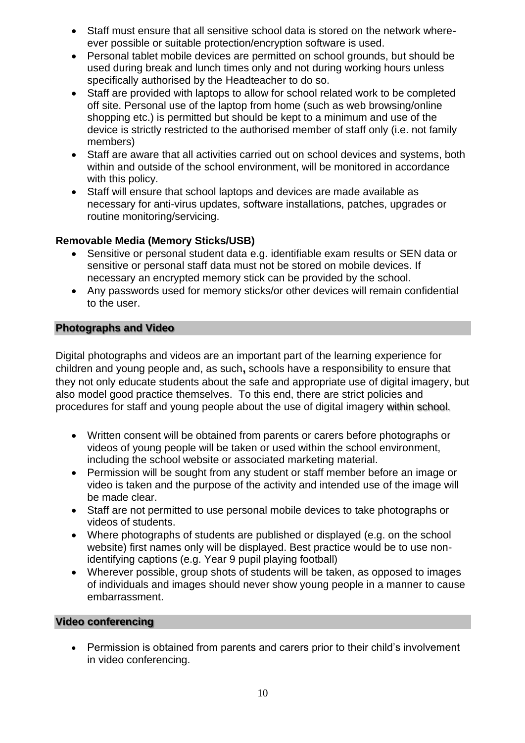- Staff must ensure that all sensitive school data is stored on the network where-ever possible or suitable protection/encryption software is used.
- Personal tablet mobile devices are permitted on school grounds, but should be used during break and lunch times only and not during working hours unless specifically authorised by the Headteacher to do so.
- Staff are provided with laptops to allow for school related work to be completed off site. Personal use of the laptop from home (such as web browsing/online shopping etc.) is permitted but should be kept to a minimum and use of the device is strictly restricted to the authorised member of staff only (i.e. not family members)
- Staff are aware that all activities carried out on school devices and systems, both within and outside of the school environment, will be monitored in accordance with this policy.
- Staff will ensure that school laptops and devices are made available as necessary for anti-virus updates, software installations, patches, upgrades or routine monitoring/servicing.

**Removable Media (Memory Sticks/USB)**

- Sensitive or personal student data e.g. identifiable exam results or SEN data or sensitive or personal staff data must not be stored on mobile devices. If necessary an encrypted memory stick can be provided by the school.
- Any passwords used for memory sticks/or other devices will remain confidential to the user.

## Photographs and Video

Digital photographs and videos are an important part of the learning experience for children and young people and, as such**,** schools have a responsibility to ensure that they not only educate students about the safe and appropriate use of digital imagery, but also model good practice themselves. To this end, there are strict policies and procedures for staff and young people about the use of digital imagery within school.

- Written consent will be obtained from parents or carers before photographs or videos of young people will be taken or used within the school environment, including the school website or associated marketing material.
- Permission will be sought from any student or staff member before an image or video is taken and the purpose of the activity and intended use of the image will be made clear.
- Staff are not permitted to use personal mobile devices to take photographs or videos of students.
- Where photographs of students are published or displayed (e.g. on the school website) first names only will be displayed. Best practice would be to use non-identifying captions (e.g. Year 9 pupil playing football)
- Wherever possible, group shots of students will be taken, as opposed to images of individuals and images should never show young people in a manner to cause embarrassment.

## Video conferencing

- Permission is obtained from parents and carers prior to their child's involvement in video conferencing.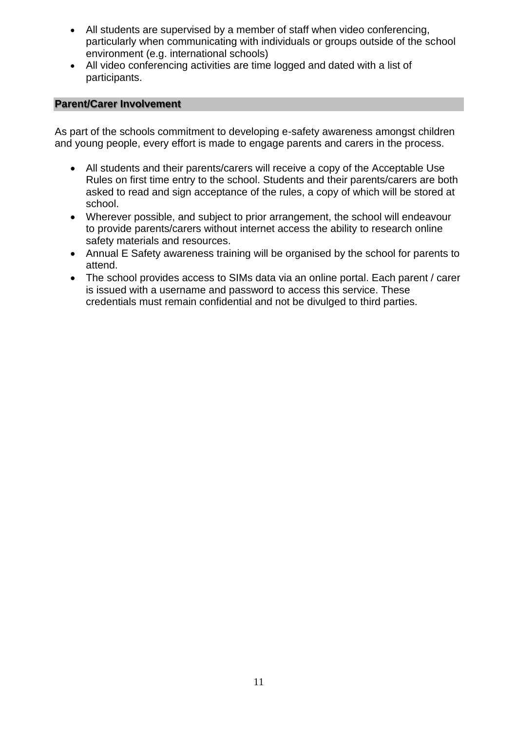- All students are supervised by a member of staff when video conferencing, particularly when communicating with individuals or groups outside of the school environment (e.g. international schools)
- All video conferencing activities are time logged and dated with a list of participants.

## Parent/Carer Involvement

As part of the schools commitment to developing e-safety awareness amongst children and young people, every effort is made to engage parents and carers in the process.

- All students and their parents/carers will receive a copy of the Acceptable Use Rules on first time entry to the school. Students and their parents/carers are both asked to read and sign acceptance of the rules, a copy of which will be stored at school.
- Wherever possible, and subject to prior arrangement, the school will endeavour to provide parents/carers without internet access the ability to research online safety materials and resources.
- Annual E Safety awareness training will be organised by the school for parents to attend.
- The school provides access to SIMs data via an online portal. Each parent / carer is issued with a username and password to access this service. These credentials must remain confidential and not be divulged to third parties.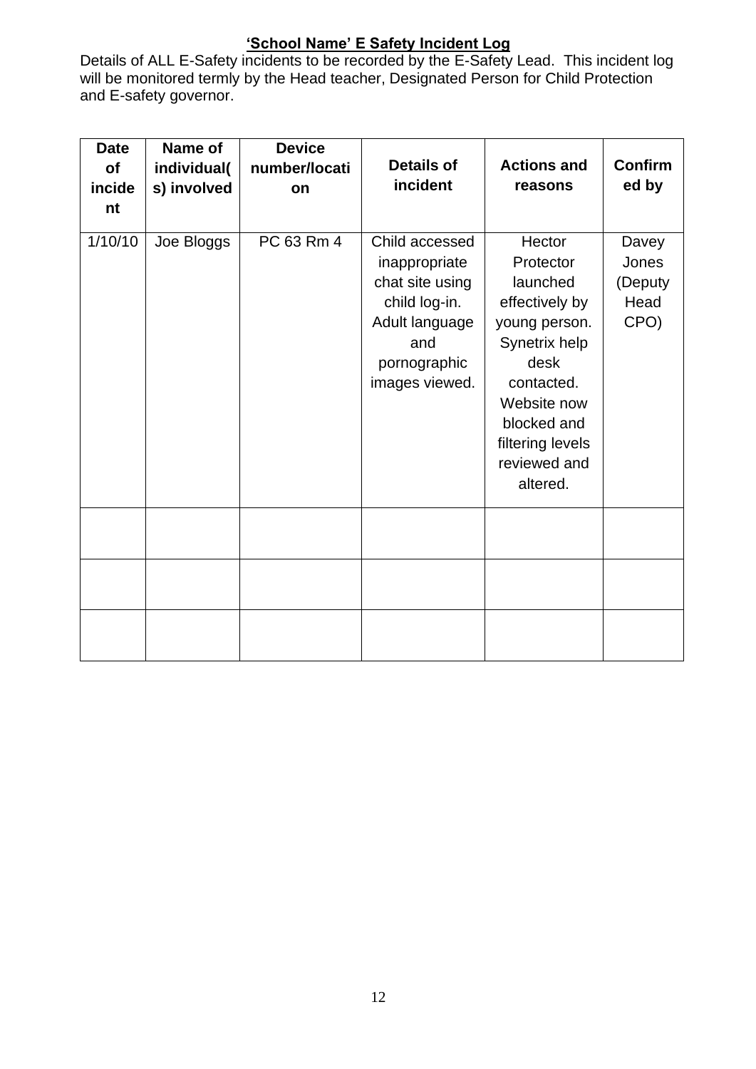# **'School Name' E Safety Incident Log**

Details of ALL E-Safety incidents to be recorded by the E-Safety Lead. This incident log will be monitored termly by the Head teacher, Designated Person for Child Protection and E-safety governor.

| Date of incident | Name of individual(s) involved | Device number/location | Details of incident | Actions and reasons | Confirmed by |
|---|---|---|---|---|---|
| 1/10/10 | Joe Bloggs | PC 63 Rm 4 | Child accessed inappropriate chat site using child log-in. Adult language and pornographic images viewed. | Hector Protector launched effectively by young person. Synetrix help desk contacted. Website now blocked and filtering levels reviewed and altered. | Davey Jones (Deputy Head CPO) |
| | | | | | |
| | | | | | |
| | | | | | |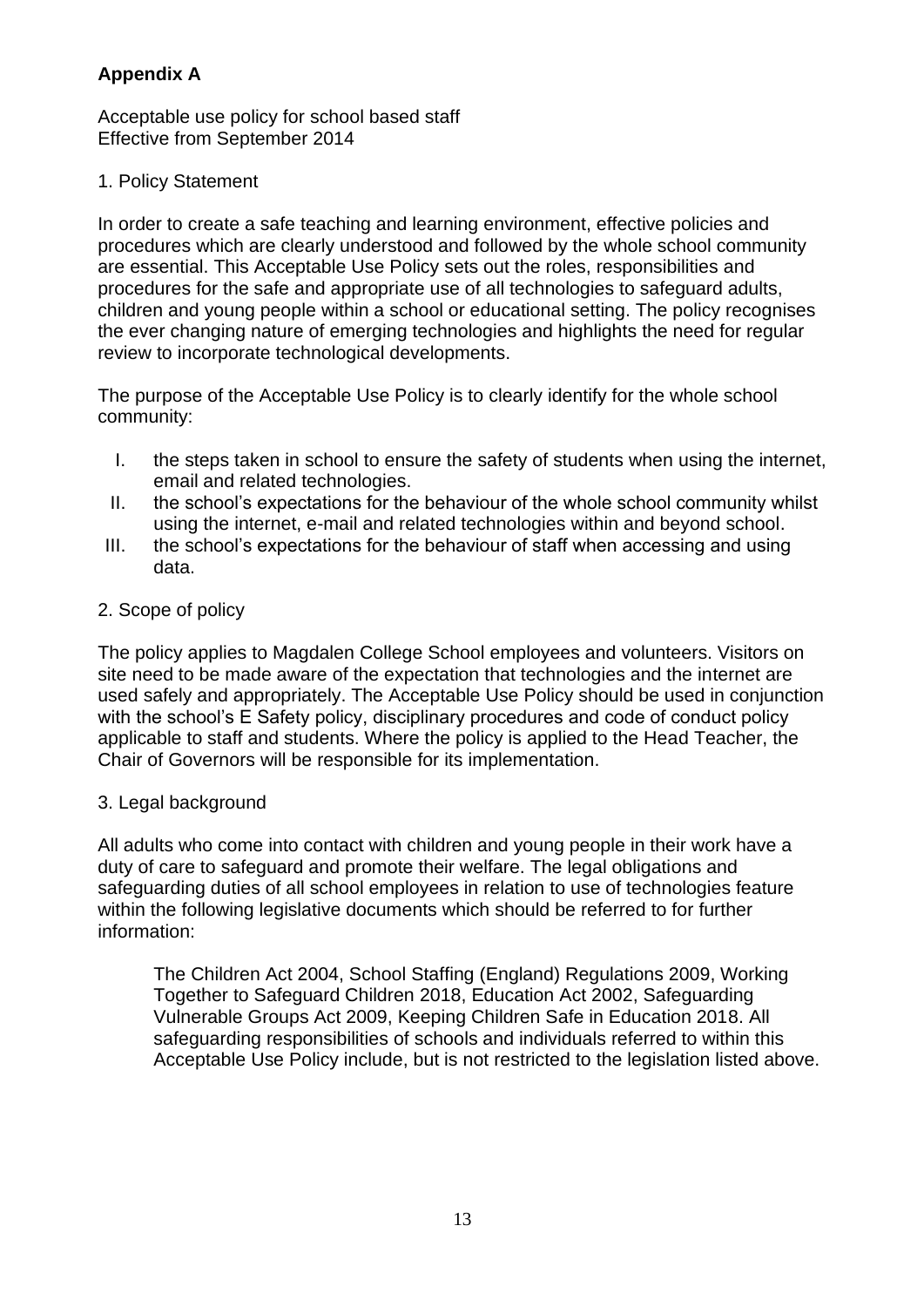**Appendix A**

Acceptable use policy for school based staff
Effective from September 2014

1. Policy Statement

In order to create a safe teaching and learning environment, effective policies and procedures which are clearly understood and followed by the whole school community are essential. This Acceptable Use Policy sets out the roles, responsibilities and procedures for the safe and appropriate use of all technologies to safeguard adults, children and young people within a school or educational setting. The policy recognises the ever changing nature of emerging technologies and highlights the need for regular review to incorporate technological developments.

The purpose of the Acceptable Use Policy is to clearly identify for the whole school community:

I. the steps taken in school to ensure the safety of students when using the internet, email and related technologies.
II. the school's expectations for the behaviour of the whole school community whilst using the internet, e-mail and related technologies within and beyond school.
III. the school's expectations for the behaviour of staff when accessing and using data.

2. Scope of policy

The policy applies to Magdalen College School employees and volunteers. Visitors on site need to be made aware of the expectation that technologies and the internet are used safely and appropriately. The Acceptable Use Policy should be used in conjunction with the school's E Safety policy, disciplinary procedures and code of conduct policy applicable to staff and students. Where the policy is applied to the Head Teacher, the Chair of Governors will be responsible for its implementation.

3. Legal background

All adults who come into contact with children and young people in their work have a duty of care to safeguard and promote their welfare. The legal obligations and safeguarding duties of all school employees in relation to use of technologies feature within the following legislative documents which should be referred to for further information:

> The Children Act 2004, School Staffing (England) Regulations 2009, Working Together to Safeguard Children 2018, Education Act 2002, Safeguarding Vulnerable Groups Act 2009, Keeping Children Safe in Education 2018. All safeguarding responsibilities of schools and individuals referred to within this Acceptable Use Policy include, but is not restricted to the legislation listed above.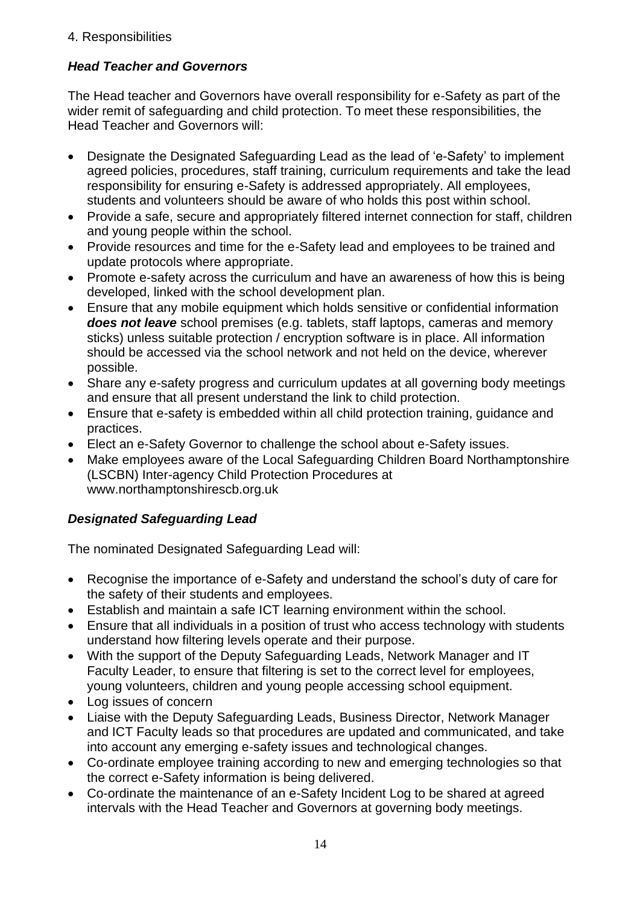4. Responsibilities

### *Head Teacher and Governors*

The Head teacher and Governors have overall responsibility for e-Safety as part of the wider remit of safeguarding and child protection. To meet these responsibilities, the Head Teacher and Governors will:

- Designate the Designated Safeguarding Lead as the lead of 'e-Safety' to implement agreed policies, procedures, staff training, curriculum requirements and take the lead responsibility for ensuring e-Safety is addressed appropriately. All employees, students and volunteers should be aware of who holds this post within school.
- Provide a safe, secure and appropriately filtered internet connection for staff, children and young people within the school.
- Provide resources and time for the e-Safety lead and employees to be trained and update protocols where appropriate.
- Promote e-safety across the curriculum and have an awareness of how this is being developed, linked with the school development plan.
- Ensure that any mobile equipment which holds sensitive or confidential information ***does not leave*** school premises (e.g. tablets, staff laptops, cameras and memory sticks) unless suitable protection / encryption software is in place. All information should be accessed via the school network and not held on the device, wherever possible.
- Share any e-safety progress and curriculum updates at all governing body meetings and ensure that all present understand the link to child protection.
- Ensure that e-safety is embedded within all child protection training, guidance and practices.
- Elect an e-Safety Governor to challenge the school about e-Safety issues.
- Make employees aware of the Local Safeguarding Children Board Northamptonshire (LSCBN) Inter-agency Child Protection Procedures at www.northamptonshirescb.org.uk

### *Designated Safeguarding Lead*

The nominated Designated Safeguarding Lead will:

- Recognise the importance of e-Safety and understand the school's duty of care for the safety of their students and employees.
- Establish and maintain a safe ICT learning environment within the school.
- Ensure that all individuals in a position of trust who access technology with students understand how filtering levels operate and their purpose.
- With the support of the Deputy Safeguarding Leads, Network Manager and IT Faculty Leader, to ensure that filtering is set to the correct level for employees, young volunteers, children and young people accessing school equipment.
- Log issues of concern
- Liaise with the Deputy Safeguarding Leads, Business Director, Network Manager and ICT Faculty leads so that procedures are updated and communicated, and take into account any emerging e-safety issues and technological changes.
- Co-ordinate employee training according to new and emerging technologies so that the correct e-Safety information is being delivered.
- Co-ordinate the maintenance of an e-Safety Incident Log to be shared at agreed intervals with the Head Teacher and Governors at governing body meetings.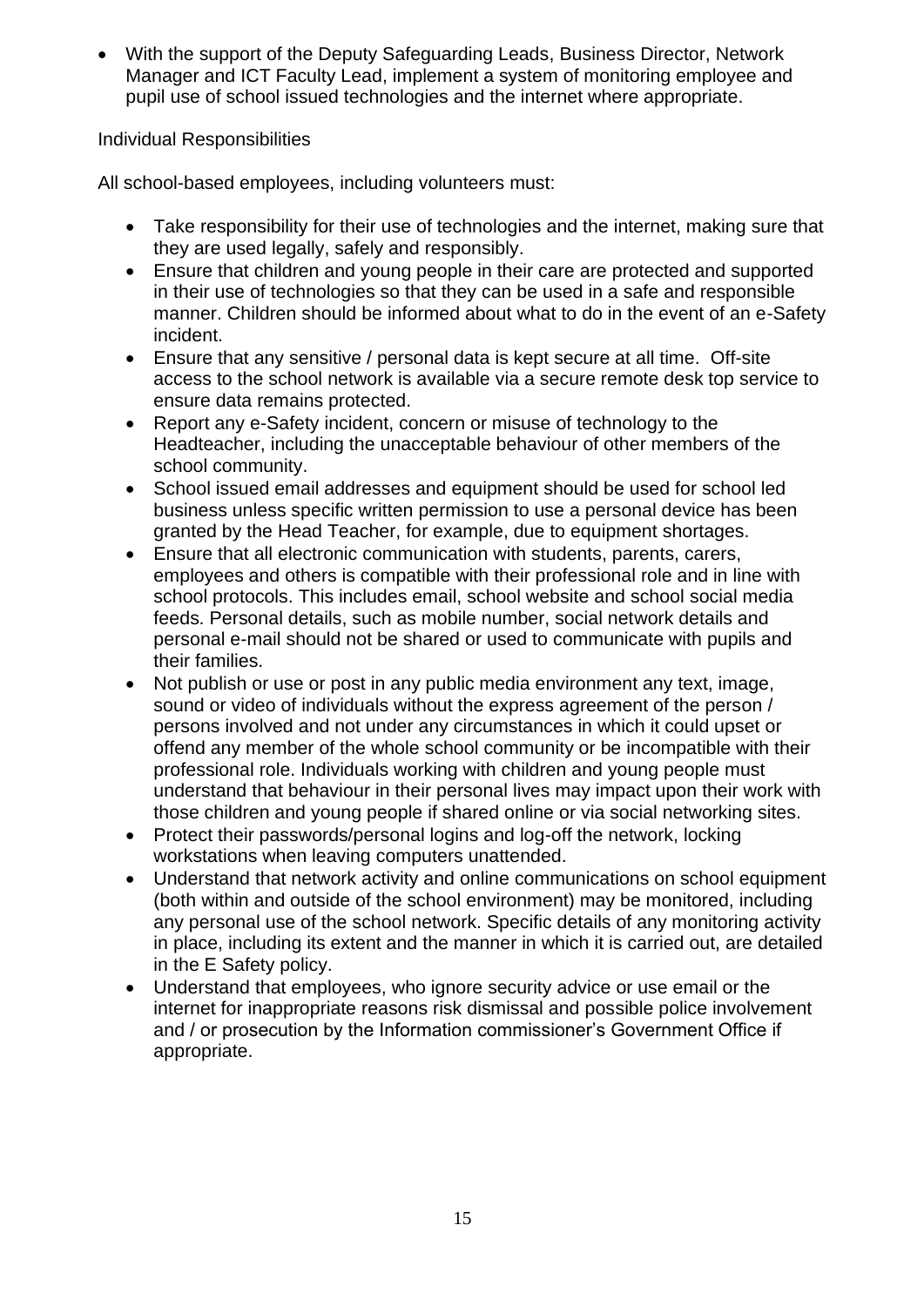- With the support of the Deputy Safeguarding Leads, Business Director, Network Manager and ICT Faculty Lead, implement a system of monitoring employee and pupil use of school issued technologies and the internet where appropriate.

Individual Responsibilities

All school-based employees, including volunteers must:

- Take responsibility for their use of technologies and the internet, making sure that they are used legally, safely and responsibly.
- Ensure that children and young people in their care are protected and supported in their use of technologies so that they can be used in a safe and responsible manner. Children should be informed about what to do in the event of an e-Safety incident.
- Ensure that any sensitive / personal data is kept secure at all time. Off-site access to the school network is available via a secure remote desk top service to ensure data remains protected.
- Report any e-Safety incident, concern or misuse of technology to the Headteacher, including the unacceptable behaviour of other members of the school community.
- School issued email addresses and equipment should be used for school led business unless specific written permission to use a personal device has been granted by the Head Teacher, for example, due to equipment shortages.
- Ensure that all electronic communication with students, parents, carers, employees and others is compatible with their professional role and in line with school protocols. This includes email, school website and school social media feeds. Personal details, such as mobile number, social network details and personal e-mail should not be shared or used to communicate with pupils and their families.
- Not publish or use or post in any public media environment any text, image, sound or video of individuals without the express agreement of the person / persons involved and not under any circumstances in which it could upset or offend any member of the whole school community or be incompatible with their professional role. Individuals working with children and young people must understand that behaviour in their personal lives may impact upon their work with those children and young people if shared online or via social networking sites.
- Protect their passwords/personal logins and log-off the network, locking workstations when leaving computers unattended.
- Understand that network activity and online communications on school equipment (both within and outside of the school environment) may be monitored, including any personal use of the school network. Specific details of any monitoring activity in place, including its extent and the manner in which it is carried out, are detailed in the E Safety policy.
- Understand that employees, who ignore security advice or use email or the internet for inappropriate reasons risk dismissal and possible police involvement and / or prosecution by the Information commissioner's Government Office if appropriate.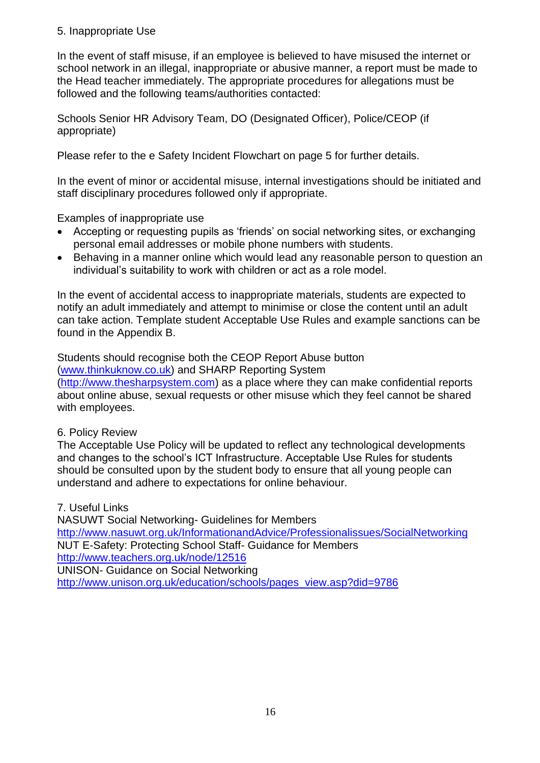## 5. Inappropriate Use

In the event of staff misuse, if an employee is believed to have misused the internet or school network in an illegal, inappropriate or abusive manner, a report must be made to the Head teacher immediately. The appropriate procedures for allegations must be followed and the following teams/authorities contacted:

Schools Senior HR Advisory Team, DO (Designated Officer), Police/CEOP (if appropriate)

Please refer to the e Safety Incident Flowchart on page 5 for further details.

In the event of minor or accidental misuse, internal investigations should be initiated and staff disciplinary procedures followed only if appropriate.

Examples of inappropriate use

- Accepting or requesting pupils as 'friends' on social networking sites, or exchanging personal email addresses or mobile phone numbers with students.
- Behaving in a manner online which would lead any reasonable person to question an individual's suitability to work with children or act as a role model.

In the event of accidental access to inappropriate materials, students are expected to notify an adult immediately and attempt to minimise or close the content until an adult can take action. Template student Acceptable Use Rules and example sanctions can be found in the Appendix B.

Students should recognise both the CEOP Report Abuse button ([www.thinkuknow.co.uk](www.thinkuknow.co.uk)) and SHARP Reporting System ([http://www.thesharpsystem.com](http://www.thesharpsystem.com)) as a place where they can make confidential reports about online abuse, sexual requests or other misuse which they feel cannot be shared with employees.

## 6. Policy Review

The Acceptable Use Policy will be updated to reflect any technological developments and changes to the school's ICT Infrastructure. Acceptable Use Rules for students should be consulted upon by the student body to ensure that all young people can understand and adhere to expectations for online behaviour.

## 7. Useful Links

NASUWT Social Networking- Guidelines for Members
[http://www.nasuwt.org.uk/InformationandAdvice/Professionalissues/SocialNetworking](http://www.nasuwt.org.uk/InformationandAdvice/Professionalissues/SocialNetworking)
NUT E-Safety: Protecting School Staff- Guidance for Members
[http://www.teachers.org.uk/node/12516](http://www.teachers.org.uk/node/12516)
UNISON- Guidance on Social Networking
[http://www.unison.org.uk/education/schools/pages_view.asp?did=9786](http://www.unison.org.uk/education/schools/pages_view.asp?did=9786)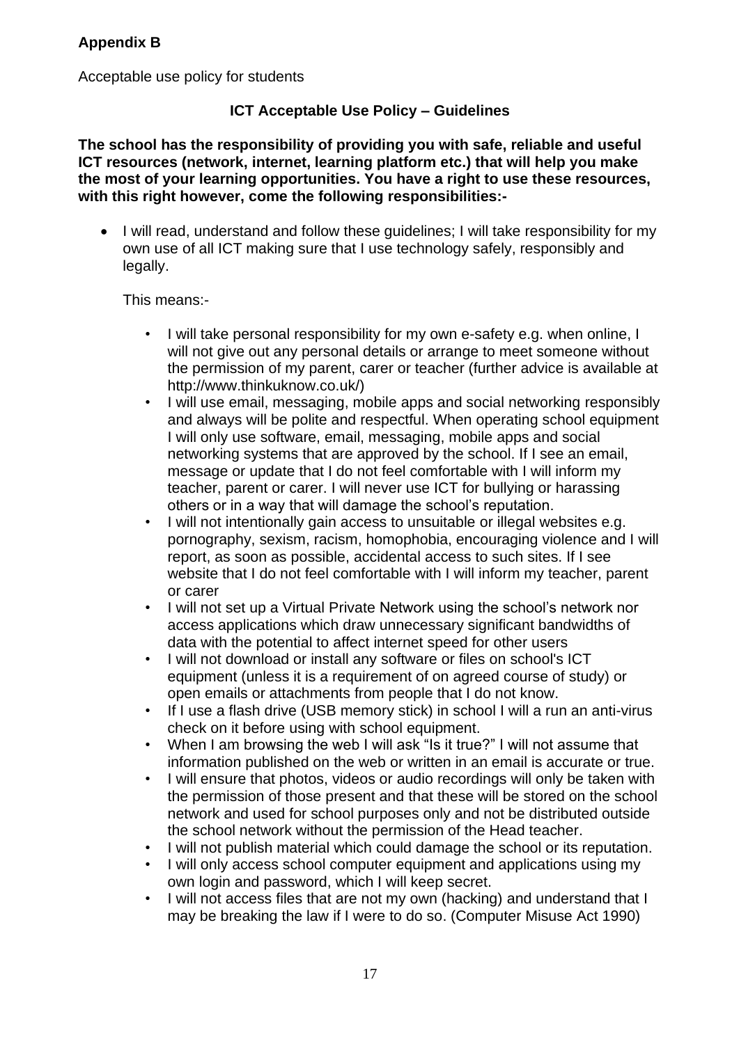## Appendix B

Acceptable use policy for students

### ICT Acceptable Use Policy – Guidelines

**The school has the responsibility of providing you with safe, reliable and useful ICT resources (network, internet, learning platform etc.) that will help you make the most of your learning opportunities. You have a right to use these resources, with this right however, come the following responsibilities:-**

- I will read, understand and follow these guidelines; I will take responsibility for my own use of all ICT making sure that I use technology safely, responsibly and legally.

  This means:-

  - I will take personal responsibility for my own e-safety e.g. when online, I will not give out any personal details or arrange to meet someone without the permission of my parent, carer or teacher (further advice is available at http://www.thinkuknow.co.uk/)
  - I will use email, messaging, mobile apps and social networking responsibly and always will be polite and respectful. When operating school equipment I will only use software, email, messaging, mobile apps and social networking systems that are approved by the school. If I see an email, message or update that I do not feel comfortable with I will inform my teacher, parent or carer. I will never use ICT for bullying or harassing others or in a way that will damage the school's reputation.
  - I will not intentionally gain access to unsuitable or illegal websites e.g. pornography, sexism, racism, homophobia, encouraging violence and I will report, as soon as possible, accidental access to such sites. If I see website that I do not feel comfortable with I will inform my teacher, parent or carer
  - I will not set up a Virtual Private Network using the school's network nor access applications which draw unnecessary significant bandwidths of data with the potential to affect internet speed for other users
  - I will not download or install any software or files on school's ICT equipment (unless it is a requirement of on agreed course of study) or open emails or attachments from people that I do not know.
  - If I use a flash drive (USB memory stick) in school I will a run an anti-virus check on it before using with school equipment.
  - When I am browsing the web I will ask "Is it true?" I will not assume that information published on the web or written in an email is accurate or true.
  - I will ensure that photos, videos or audio recordings will only be taken with the permission of those present and that these will be stored on the school network and used for school purposes only and not be distributed outside the school network without the permission of the Head teacher.
  - I will not publish material which could damage the school or its reputation.
  - I will only access school computer equipment and applications using my own login and password, which I will keep secret.
  - I will not access files that are not my own (hacking) and understand that I may be breaking the law if I were to do so. (Computer Misuse Act 1990)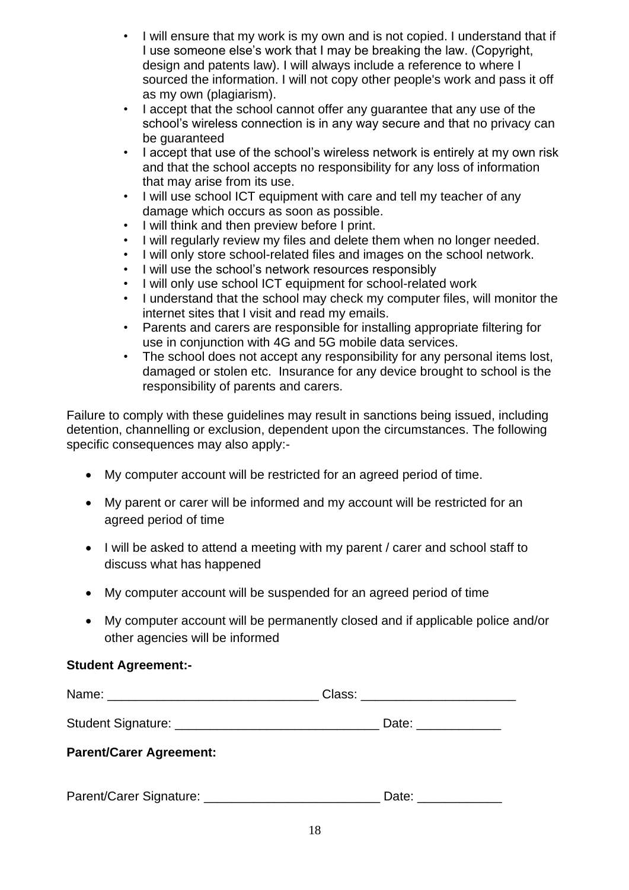- I will ensure that my work is my own and is not copied. I understand that if I use someone else's work that I may be breaking the law. (Copyright, design and patents law). I will always include a reference to where I sourced the information. I will not copy other people's work and pass it off as my own (plagiarism).
- I accept that the school cannot offer any guarantee that any use of the school's wireless connection is in any way secure and that no privacy can be guaranteed
- I accept that use of the school's wireless network is entirely at my own risk and that the school accepts no responsibility for any loss of information that may arise from its use.
- I will use school ICT equipment with care and tell my teacher of any damage which occurs as soon as possible.
- I will think and then preview before I print.
- I will regularly review my files and delete them when no longer needed.
- I will only store school-related files and images on the school network.
- I will use the school's network resources responsibly
- I will only use school ICT equipment for school-related work
- I understand that the school may check my computer files, will monitor the internet sites that I visit and read my emails.
- Parents and carers are responsible for installing appropriate filtering for use in conjunction with 4G and 5G mobile data services.
- The school does not accept any responsibility for any personal items lost, damaged or stolen etc. Insurance for any device brought to school is the responsibility of parents and carers.

Failure to comply with these guidelines may result in sanctions being issued, including detention, channelling or exclusion, dependent upon the circumstances. The following specific consequences may also apply:-

- My computer account will be restricted for an agreed period of time.
- My parent or carer will be informed and my account will be restricted for an agreed period of time
- I will be asked to attend a meeting with my parent / carer and school staff to discuss what has happened
- My computer account will be suspended for an agreed period of time
- My computer account will be permanently closed and if applicable police and/or other agencies will be informed

**Student Agreement:-**

Name: ______________________________ Class: ______________________

Student Signature: _____________________________ Date: ____________

**Parent/Carer Agreement:**

Parent/Carer Signature: _________________________ Date: ____________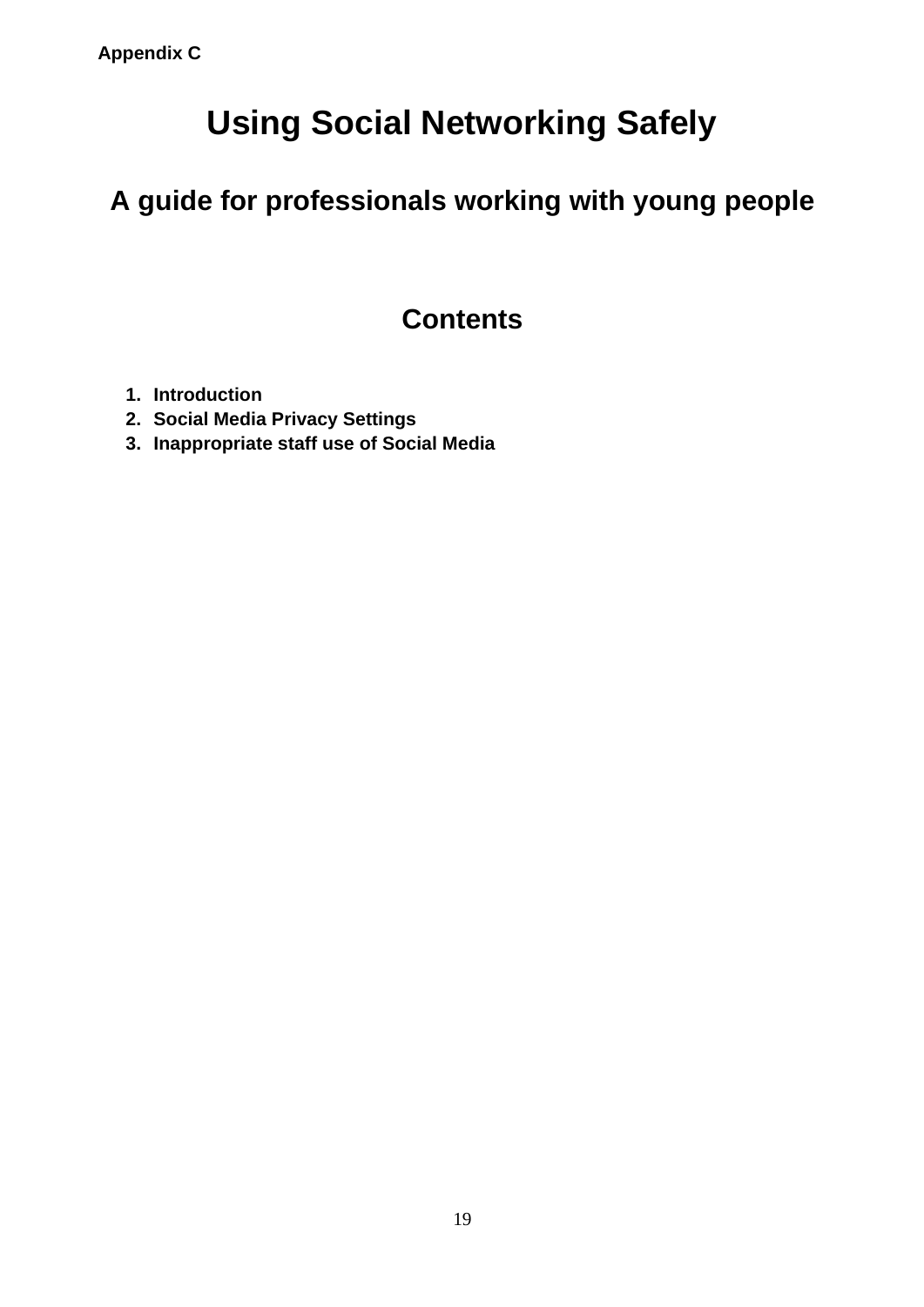**Appendix C**

# Using Social Networking Safely

## A guide for professionals working with young people

## Contents

1. **Introduction**
2. **Social Media Privacy Settings**
3. **Inappropriate staff use of Social Media**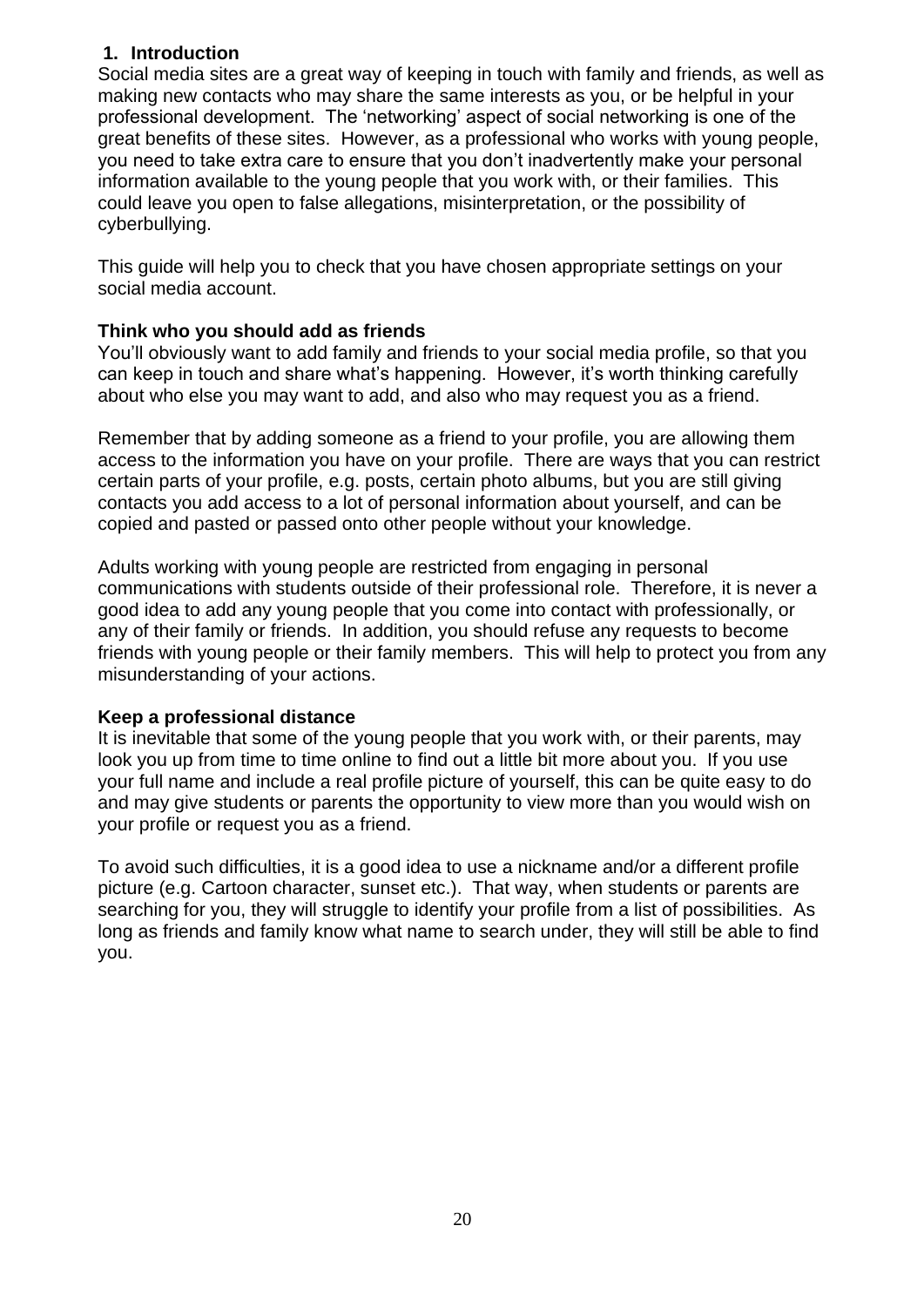## 1. Introduction

Social media sites are a great way of keeping in touch with family and friends, as well as making new contacts who may share the same interests as you, or be helpful in your professional development. The 'networking' aspect of social networking is one of the great benefits of these sites. However, as a professional who works with young people, you need to take extra care to ensure that you don't inadvertently make your personal information available to the young people that you work with, or their families. This could leave you open to false allegations, misinterpretation, or the possibility of cyberbullying.

This guide will help you to check that you have chosen appropriate settings on your social media account.

### Think who you should add as friends

You'll obviously want to add family and friends to your social media profile, so that you can keep in touch and share what's happening. However, it's worth thinking carefully about who else you may want to add, and also who may request you as a friend.

Remember that by adding someone as a friend to your profile, you are allowing them access to the information you have on your profile. There are ways that you can restrict certain parts of your profile, e.g. posts, certain photo albums, but you are still giving contacts you add access to a lot of personal information about yourself, and can be copied and pasted or passed onto other people without your knowledge.

Adults working with young people are restricted from engaging in personal communications with students outside of their professional role. Therefore, it is never a good idea to add any young people that you come into contact with professionally, or any of their family or friends. In addition, you should refuse any requests to become friends with young people or their family members. This will help to protect you from any misunderstanding of your actions.

### Keep a professional distance

It is inevitable that some of the young people that you work with, or their parents, may look you up from time to time online to find out a little bit more about you. If you use your full name and include a real profile picture of yourself, this can be quite easy to do and may give students or parents the opportunity to view more than you would wish on your profile or request you as a friend.

To avoid such difficulties, it is a good idea to use a nickname and/or a different profile picture (e.g. Cartoon character, sunset etc.). That way, when students or parents are searching for you, they will struggle to identify your profile from a list of possibilities. As long as friends and family know what name to search under, they will still be able to find you.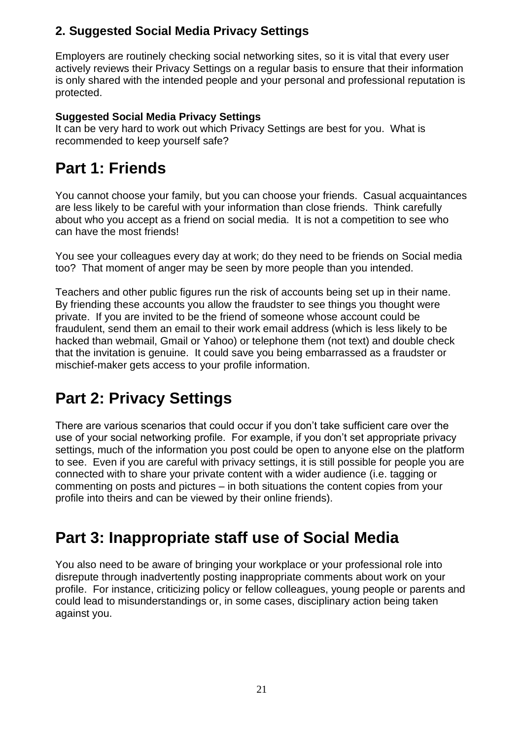## 2. Suggested Social Media Privacy Settings

Employers are routinely checking social networking sites, so it is vital that every user actively reviews their Privacy Settings on a regular basis to ensure that their information is only shared with the intended people and your personal and professional reputation is protected.

**Suggested Social Media Privacy Settings**
It can be very hard to work out which Privacy Settings are best for you. What is recommended to keep yourself safe?

# Part 1: Friends

You cannot choose your family, but you can choose your friends. Casual acquaintances are less likely to be careful with your information than close friends. Think carefully about who you accept as a friend on social media. It is not a competition to see who can have the most friends!

You see your colleagues every day at work; do they need to be friends on Social media too? That moment of anger may be seen by more people than you intended.

Teachers and other public figures run the risk of accounts being set up in their name. By friending these accounts you allow the fraudster to see things you thought were private. If you are invited to be the friend of someone whose account could be fraudulent, send them an email to their work email address (which is less likely to be hacked than webmail, Gmail or Yahoo) or telephone them (not text) and double check that the invitation is genuine. It could save you being embarrassed as a fraudster or mischief-maker gets access to your profile information.

# Part 2: Privacy Settings

There are various scenarios that could occur if you don't take sufficient care over the use of your social networking profile. For example, if you don't set appropriate privacy settings, much of the information you post could be open to anyone else on the platform to see. Even if you are careful with privacy settings, it is still possible for people you are connected with to share your private content with a wider audience (i.e. tagging or commenting on posts and pictures – in both situations the content copies from your profile into theirs and can be viewed by their online friends).

# Part 3: Inappropriate staff use of Social Media

You also need to be aware of bringing your workplace or your professional role into disrepute through inadvertently posting inappropriate comments about work on your profile. For instance, criticizing policy or fellow colleagues, young people or parents and could lead to misunderstandings or, in some cases, disciplinary action being taken against you.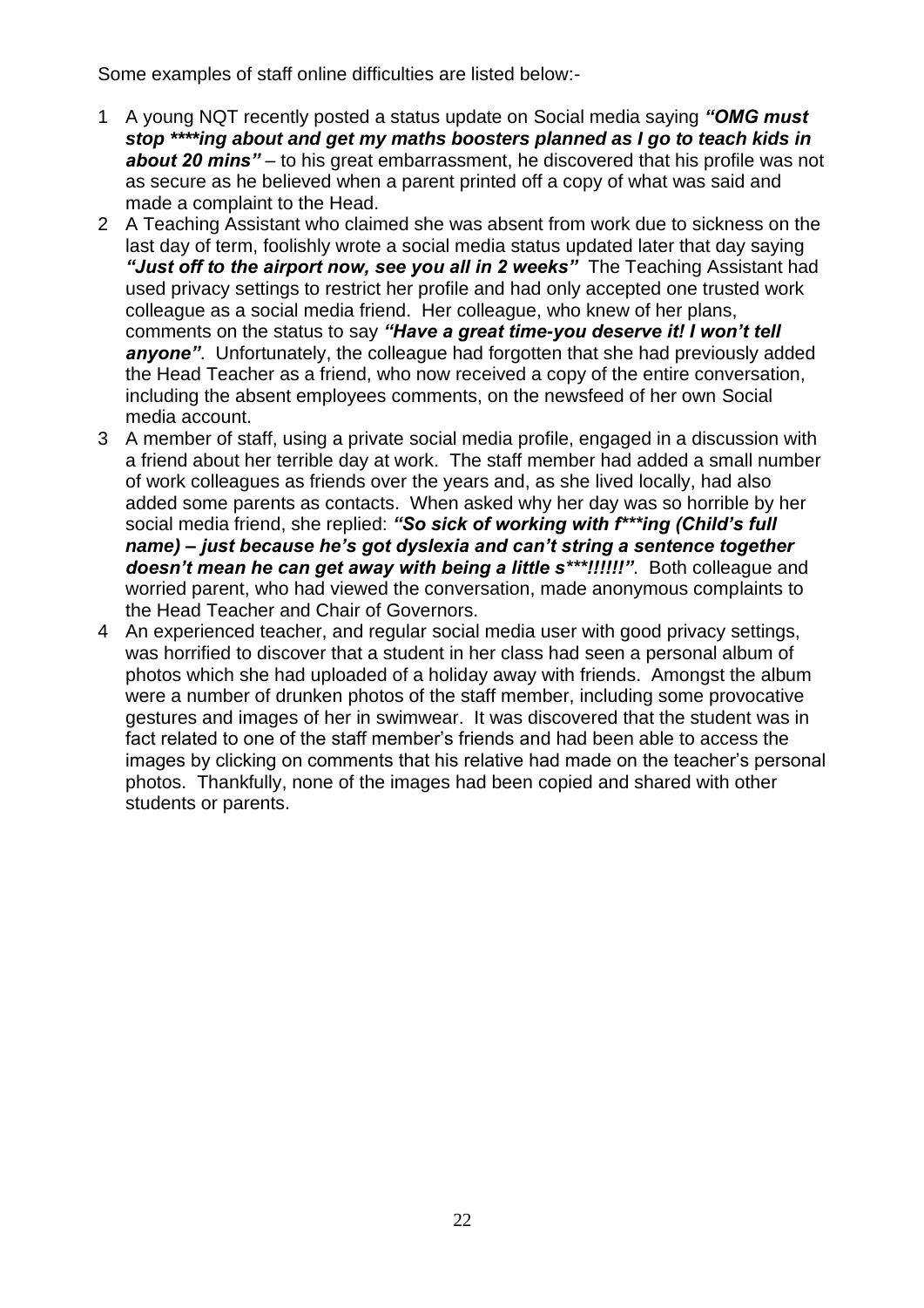Some examples of staff online difficulties are listed below:-

1 A young NQT recently posted a status update on Social media saying ***"OMG must stop \*\*\*\*ing about and get my maths boosters planned as I go to teach kids in about 20 mins"*** – to his great embarrassment, he discovered that his profile was not as secure as he believed when a parent printed off a copy of what was said and made a complaint to the Head.
2 A Teaching Assistant who claimed she was absent from work due to sickness on the last day of term, foolishly wrote a social media status updated later that day saying ***"Just off to the airport now, see you all in 2 weeks"*** The Teaching Assistant had used privacy settings to restrict her profile and had only accepted one trusted work colleague as a social media friend. Her colleague, who knew of her plans, comments on the status to say ***"Have a great time-you deserve it! I won't tell anyone"***. Unfortunately, the colleague had forgotten that she had previously added the Head Teacher as a friend, who now received a copy of the entire conversation, including the absent employees comments, on the newsfeed of her own Social media account.
3 A member of staff, using a private social media profile, engaged in a discussion with a friend about her terrible day at work. The staff member had added a small number of work colleagues as friends over the years and, as she lived locally, had also added some parents as contacts. When asked why her day was so horrible by her social media friend, she replied: ***"So sick of working with f\*\*\*ing (Child's full name) – just because he's got dyslexia and can't string a sentence together doesn't mean he can get away with being a little s\*\*\*!!!!!!"***. Both colleague and worried parent, who had viewed the conversation, made anonymous complaints to the Head Teacher and Chair of Governors.
4 An experienced teacher, and regular social media user with good privacy settings, was horrified to discover that a student in her class had seen a personal album of photos which she had uploaded of a holiday away with friends. Amongst the album were a number of drunken photos of the staff member, including some provocative gestures and images of her in swimwear. It was discovered that the student was in fact related to one of the staff member's friends and had been able to access the images by clicking on comments that his relative had made on the teacher's personal photos. Thankfully, none of the images had been copied and shared with other students or parents.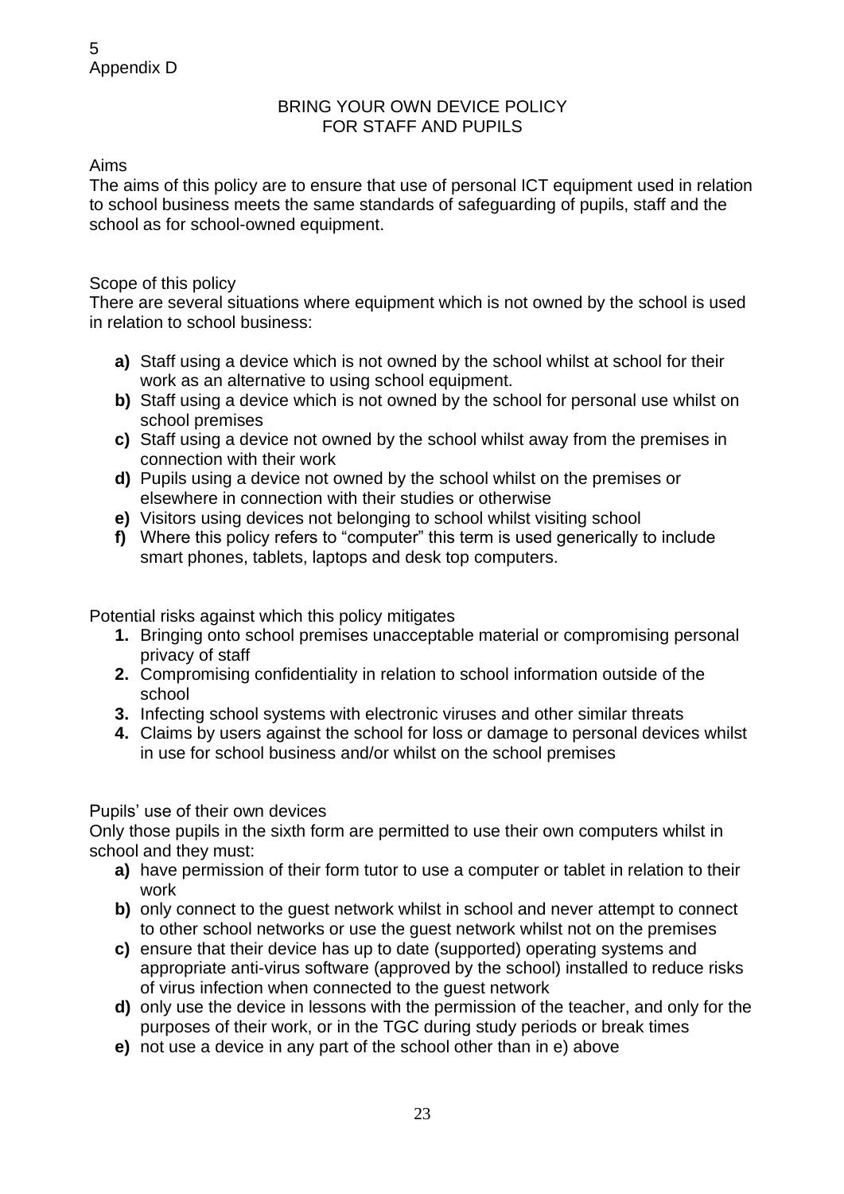5
Appendix D

# BRING YOUR OWN DEVICE POLICY FOR STAFF AND PUPILS

Aims

The aims of this policy are to ensure that use of personal ICT equipment used in relation to school business meets the same standards of safeguarding of pupils, staff and the school as for school-owned equipment.

Scope of this policy

There are several situations where equipment which is not owned by the school is used in relation to school business:

- **a)** Staff using a device which is not owned by the school whilst at school for their work as an alternative to using school equipment.
- **b)** Staff using a device which is not owned by the school for personal use whilst on school premises
- **c)** Staff using a device not owned by the school whilst away from the premises in connection with their work
- **d)** Pupils using a device not owned by the school whilst on the premises or elsewhere in connection with their studies or otherwise
- **e)** Visitors using devices not belonging to school whilst visiting school
- **f)** Where this policy refers to "computer" this term is used generically to include smart phones, tablets, laptops and desk top computers.

Potential risks against which this policy mitigates

1. Bringing onto school premises unacceptable material or compromising personal privacy of staff
2. Compromising confidentiality in relation to school information outside of the school
3. Infecting school systems with electronic viruses and other similar threats
4. Claims by users against the school for loss or damage to personal devices whilst in use for school business and/or whilst on the school premises

Pupils' use of their own devices

Only those pupils in the sixth form are permitted to use their own computers whilst in school and they must:

- **a)** have permission of their form tutor to use a computer or tablet in relation to their work
- **b)** only connect to the guest network whilst in school and never attempt to connect to other school networks or use the guest network whilst not on the premises
- **c)** ensure that their device has up to date (supported) operating systems and appropriate anti-virus software (approved by the school) installed to reduce risks of virus infection when connected to the guest network
- **d)** only use the device in lessons with the permission of the teacher, and only for the purposes of their work, or in the TGC during study periods or break times
- **e)** not use a device in any part of the school other than in e) above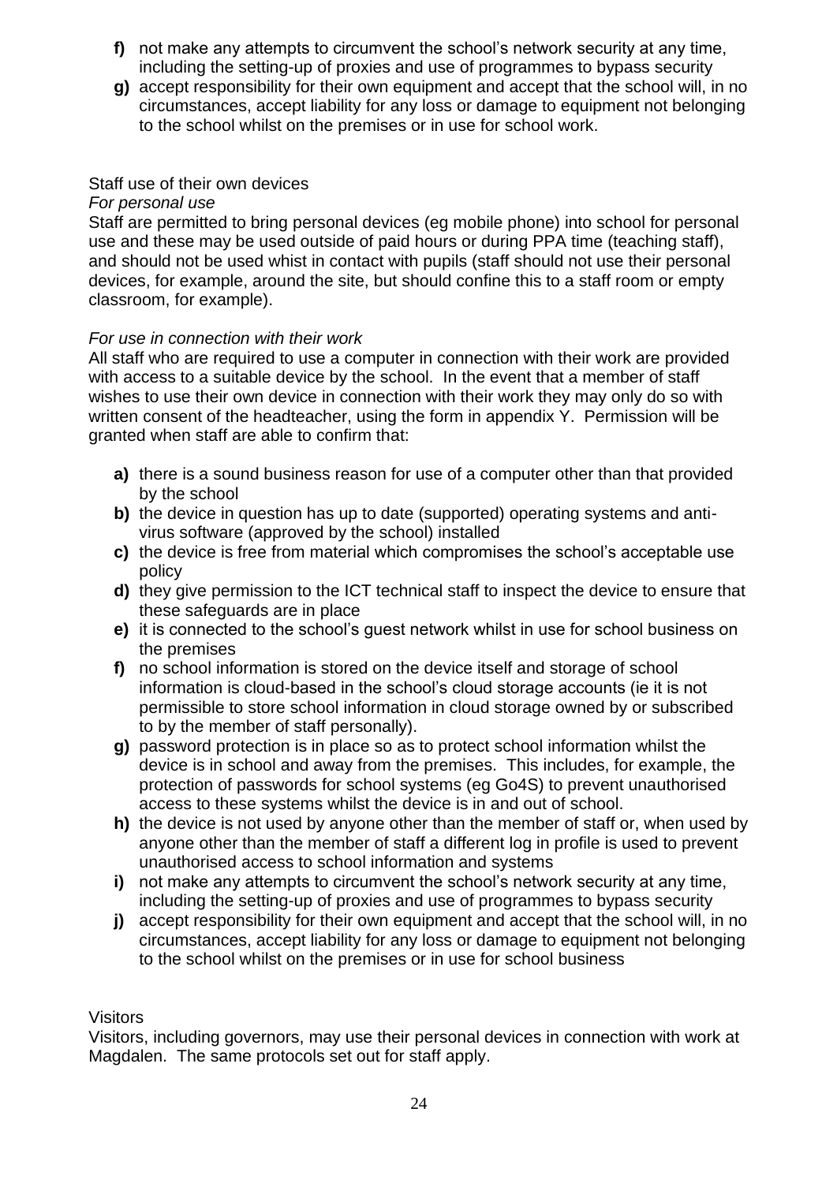- **f)** not make any attempts to circumvent the school's network security at any time, including the setting-up of proxies and use of programmes to bypass security
- **g)** accept responsibility for their own equipment and accept that the school will, in no circumstances, accept liability for any loss or damage to equipment not belonging to the school whilst on the premises or in use for school work.

Staff use of their own devices

*For personal use*

Staff are permitted to bring personal devices (eg mobile phone) into school for personal use and these may be used outside of paid hours or during PPA time (teaching staff), and should not be used whist in contact with pupils (staff should not use their personal devices, for example, around the site, but should confine this to a staff room or empty classroom, for example).

*For use in connection with their work*

All staff who are required to use a computer in connection with their work are provided with access to a suitable device by the school. In the event that a member of staff wishes to use their own device in connection with their work they may only do so with written consent of the headteacher, using the form in appendix Y. Permission will be granted when staff are able to confirm that:

- **a)** there is a sound business reason for use of a computer other than that provided by the school
- **b)** the device in question has up to date (supported) operating systems and anti-virus software (approved by the school) installed
- **c)** the device is free from material which compromises the school's acceptable use policy
- **d)** they give permission to the ICT technical staff to inspect the device to ensure that these safeguards are in place
- **e)** it is connected to the school's guest network whilst in use for school business on the premises
- **f)** no school information is stored on the device itself and storage of school information is cloud-based in the school's cloud storage accounts (ie it is not permissible to store school information in cloud storage owned by or subscribed to by the member of staff personally).
- **g)** password protection is in place so as to protect school information whilst the device is in school and away from the premises. This includes, for example, the protection of passwords for school systems (eg Go4S) to prevent unauthorised access to these systems whilst the device is in and out of school.
- **h)** the device is not used by anyone other than the member of staff or, when used by anyone other than the member of staff a different log in profile is used to prevent unauthorised access to school information and systems
- **i)** not make any attempts to circumvent the school's network security at any time, including the setting-up of proxies and use of programmes to bypass security
- **j)** accept responsibility for their own equipment and accept that the school will, in no circumstances, accept liability for any loss or damage to equipment not belonging to the school whilst on the premises or in use for school business

Visitors

Visitors, including governors, may use their personal devices in connection with work at Magdalen. The same protocols set out for staff apply.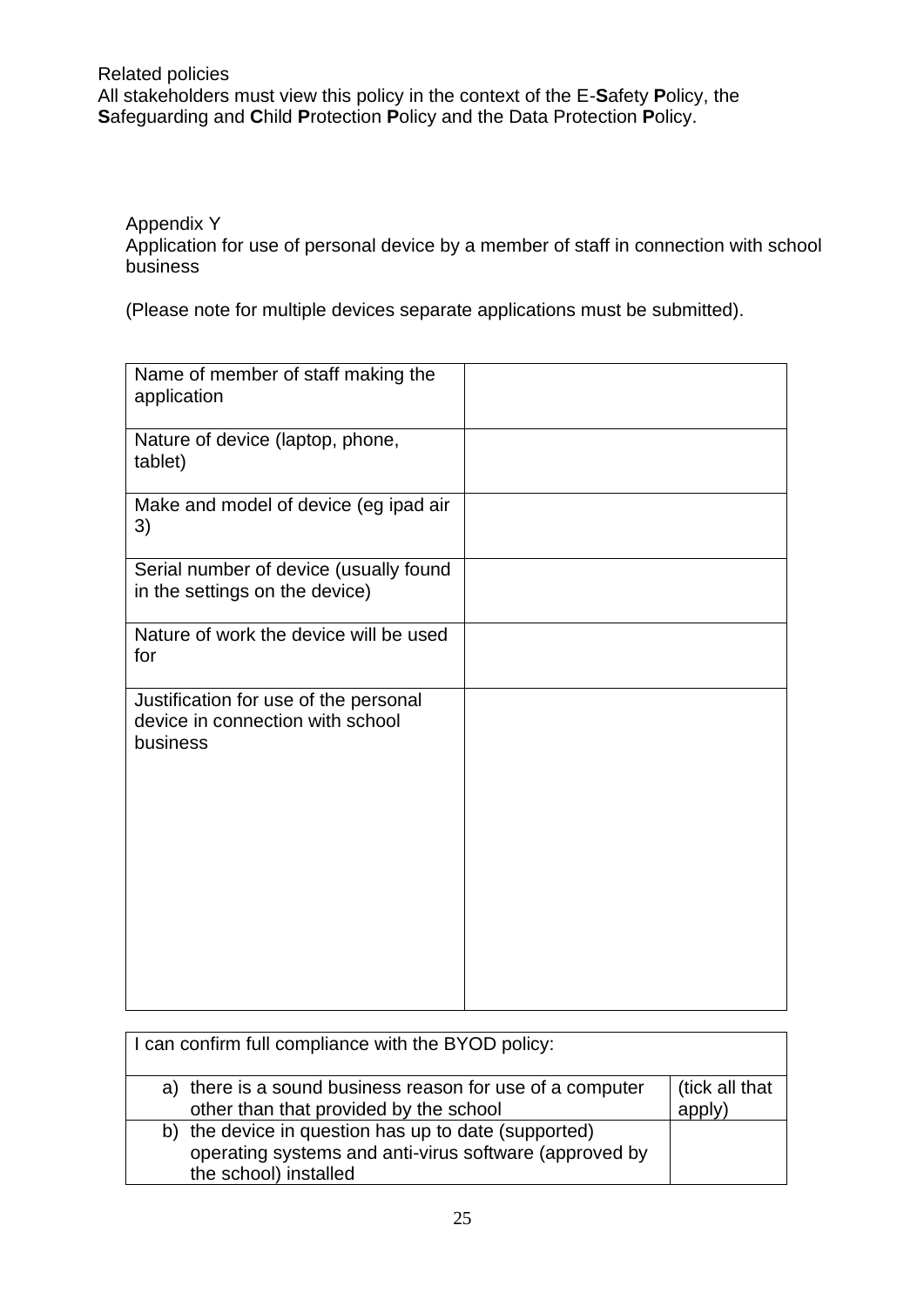Related policies

All stakeholders must view this policy in the context of the E-**S**afety **P**olicy, the **S**afeguarding and **C**hild **P**rotection **P**olicy and the Data Protection **P**olicy.

Appendix Y

Application for use of personal device by a member of staff in connection with school business

(Please note for multiple devices separate applications must be submitted).

| | |
|---|---|
| Name of member of staff making the application | |
| Nature of device (laptop, phone, tablet) | |
| Make and model of device (eg ipad air 3) | |
| Serial number of device (usually found in the settings on the device) | |
| Nature of work the device will be used for | |
| Justification for use of the personal device in connection with school business | |

| I can confirm full compliance with the BYOD policy: | |
|---|---|
| a) there is a sound business reason for use of a computer other than that provided by the school | (tick all that apply) |
| b) the device in question has up to date (supported) operating systems and anti-virus software (approved by the school) installed | |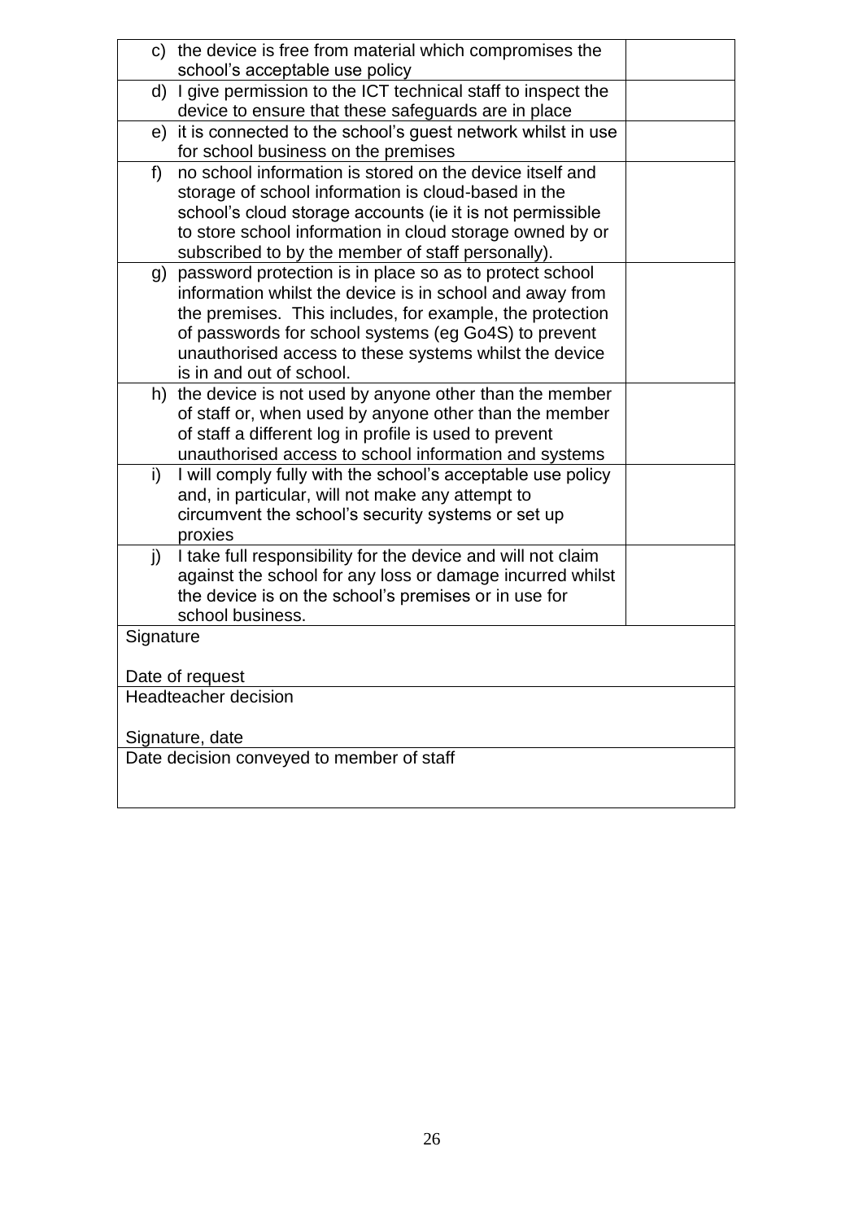| | |
|---|---|
| c) the device is free from material which compromises the school's acceptable use policy | |
| d) I give permission to the ICT technical staff to inspect the device to ensure that these safeguards are in place | |
| e) it is connected to the school's guest network whilst in use for school business on the premises | |
| f) no school information is stored on the device itself and storage of school information is cloud-based in the school's cloud storage accounts (ie it is not permissible to store school information in cloud storage owned by or subscribed to by the member of staff personally). | |
| g) password protection is in place so as to protect school information whilst the device is in school and away from the premises. This includes, for example, the protection of passwords for school systems (eg Go4S) to prevent unauthorised access to these systems whilst the device is in and out of school. | |
| h) the device is not used by anyone other than the member of staff or, when used by anyone other than the member of staff a different log in profile is used to prevent unauthorised access to school information and systems | |
| i) I will comply fully with the school's acceptable use policy and, in particular, will not make any attempt to circumvent the school's security systems or set up proxies | |
| j) I take full responsibility for the device and will not claim against the school for any loss or damage incurred whilst the device is on the school's premises or in use for school business. | |
| Signature<br><br>Date of request | |
| Headteacher decision<br><br>Signature, date | |
| Date decision conveyed to member of staff | |